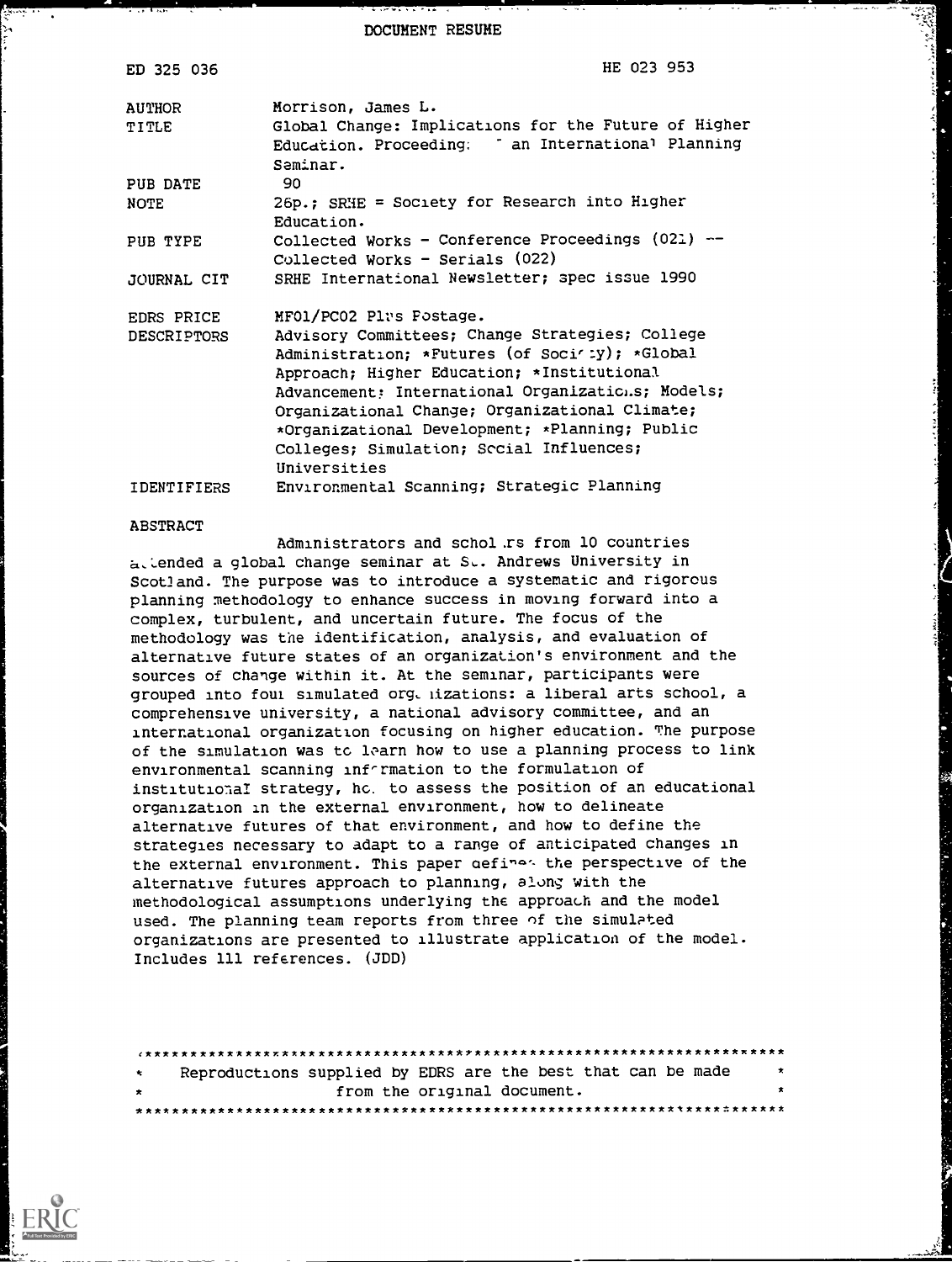DOCUMENT RESUME

| | |
|---|---|
| ED 325 036 | HE 023 953 |
| AUTHOR | Morrison, James L. |
| TITLE | Global Change: Implications for the Future of Higher Education. Proceeding: ˜ an International Planning Seminar. |
| PUB DATE | 90 |
| NOTE | 26p.; SRHE = Society for Research into Higher Education. |
| PUB TYPE | Collected Works - Conference Proceedings (021) -- Collected Works - Serials (022) |
| JOURNAL CIT | SRHE International Newsletter; spec issue 1990 |
| EDRS PRICE | MF01/PC02 Plus Postage. |
| DESCRIPTORS | Advisory Committees; Change Strategies; College Administration; *Futures (of Society); *Global Approach; Higher Education; *Institutional Advancement; International Organizations; Models; Organizational Change; Organizational Climate; *Organizational Development; *Planning; Public Colleges; Simulation; Social Influences; Universities |
| IDENTIFIERS | Environmental Scanning; Strategic Planning |

ABSTRACT

Administrators and scholars from 10 countries attended a global change seminar at St. Andrews University in Scotland. The purpose was to introduce a systematic and rigorous planning methodology to enhance success in moving forward into a complex, turbulent, and uncertain future. The focus of the methodology was the identification, analysis, and evaluation of alternative future states of an organization's environment and the sources of change within it. At the seminar, participants were grouped into four simulated organizations: a liberal arts school, a comprehensive university, a national advisory committee, and an international organization focusing on higher education. The purpose of the simulation was to learn how to use a planning process to link environmental scanning information to the formulation of institutional strategy, how to assess the position of an educational organization in the external environment, how to delineate alternative futures of that environment, and how to define the strategies necessary to adapt to a range of anticipated changes in the external environment. This paper defines the perspective of the alternative futures approach to planning, along with the methodological assumptions underlying the approach and the model used. The planning team reports from three of the simulated organizations are presented to illustrate application of the model. Includes 111 references. (JDD)

***********************************************************************

* Reproductions supplied by EDRS are the best that can be made *
* from the original document. *

***********************************************************************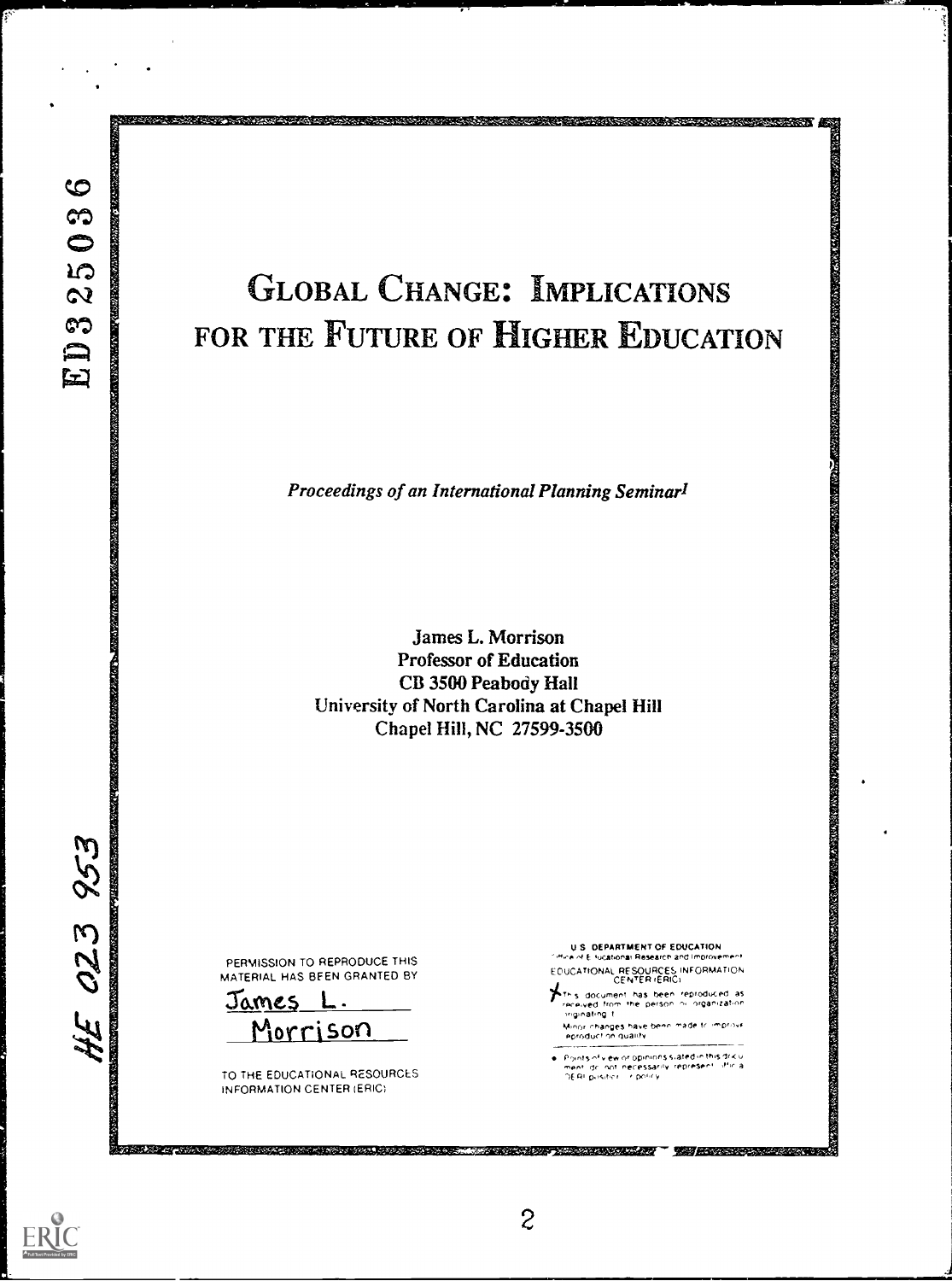ED325036

# Global Change: Implications for the Future of Higher Education

*Proceedings of an International Planning Seminar*[1]

James L. Morrison
Professor of Education
CB 3500 Peabody Hall
University of North Carolina at Chapel Hill
Chapel Hill, NC 27599-3500

HE 023 953

PERMISSION TO REPRODUCE THIS MATERIAL HAS BEEN GRANTED BY

James L. Morrison

TO THE EDUCATIONAL RESOURCES INFORMATION CENTER (ERIC)

U.S. DEPARTMENT OF EDUCATION
Office of Educational Research and Improvement
EDUCATIONAL RESOURCES INFORMATION CENTER (ERIC)

- This document has been reproduced as received from the person or organization originating it.
- Minor changes have been made to improve reproduction quality.

- Points of view or opinions stated in this document do not necessarily represent official OERI position or policy.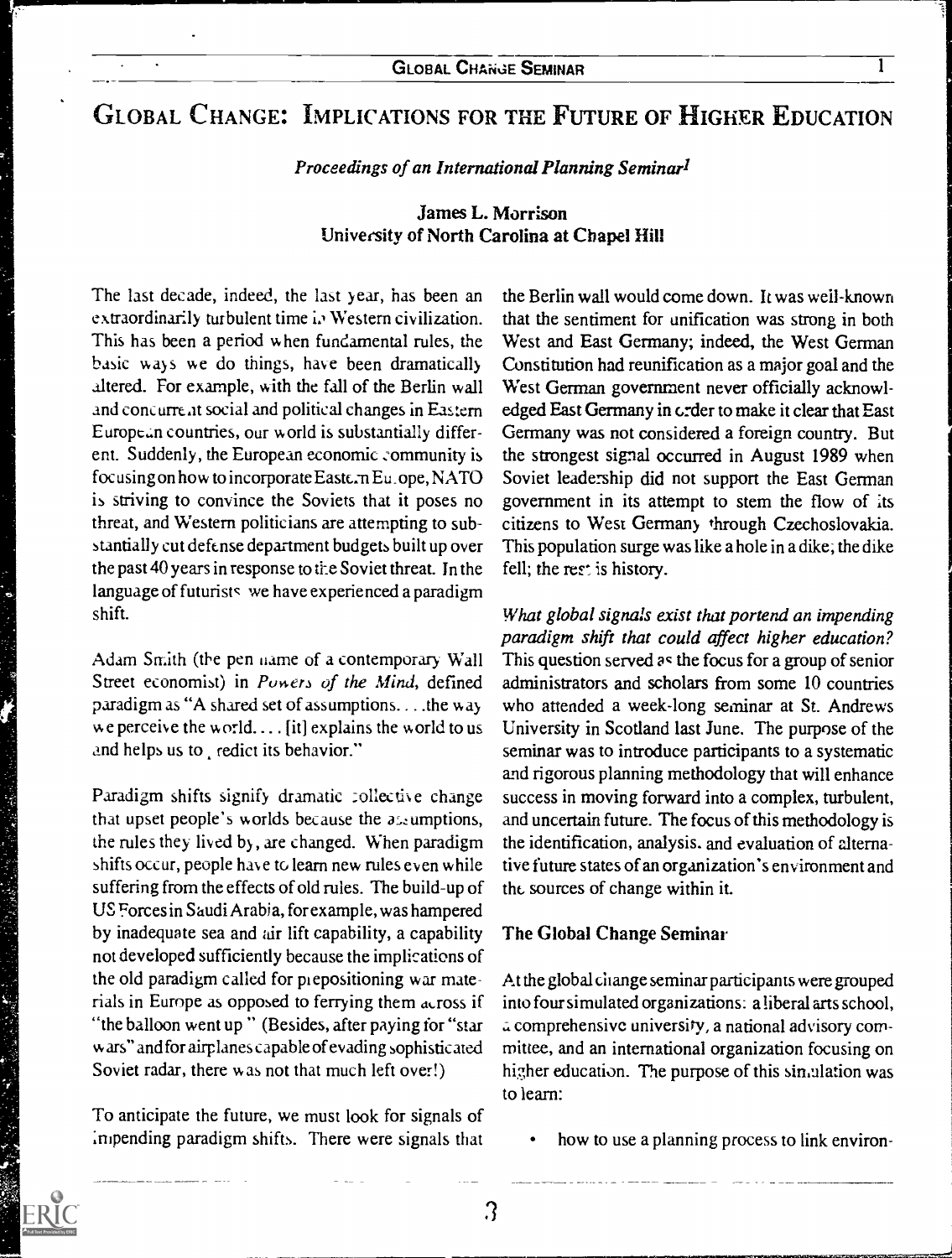# Global Change: Implications for the Future of Higher Education

*Proceedings of an International Planning Seminar*[1]

**James L. Morrison**
**University of North Carolina at Chapel Hill**

The last decade, indeed, the last year, has been an extraordinarily turbulent time in Western civilization. This has been a period when fundamental rules, the basic ways we do things, have been dramatically altered. For example, with the fall of the Berlin wall and concurrent social and political changes in Eastern European countries, our world is substantially different. Suddenly, the European economic community is focusing on how to incorporate Eastern Europe, NATO is striving to convince the Soviets that it poses no threat, and Western politicians are attempting to substantially cut defense department budgets built up over the past 40 years in response to the Soviet threat. In the language of futurists we have experienced a paradigm shift.

Adam Smith (the pen name of a contemporary Wall Street economist) in *Powers of the Mind*, defined paradigm as "A shared set of assumptions. . . .the way we perceive the world. . . . [it] explains the world to us and helps us to predict its behavior."

Paradigm shifts signify dramatic collective change that upset people's worlds because the assumptions, the rules they lived by, are changed. When paradigm shifts occur, people have to learn new rules even while suffering from the effects of old rules. The build-up of US Forces in Saudi Arabia, for example, was hampered by inadequate sea and air lift capability, a capability not developed sufficiently because the implications of the old paradigm called for prepositioning war materials in Europe as opposed to ferrying them across if "the balloon went up" (Besides, after paying for "star wars" and for airplanes capable of evading sophisticated Soviet radar, there was not that much left over!)

To anticipate the future, we must look for signals of impending paradigm shifts. There were signals that the Berlin wall would come down. It was well-known that the sentiment for unification was strong in both West and East Germany; indeed, the West German Constitution had reunification as a major goal and the West German government never officially acknowledged East Germany in order to make it clear that East Germany was not considered a foreign country. But the strongest signal occurred in August 1989 when Soviet leadership did not support the East German government in its attempt to stem the flow of its citizens to West Germany through Czechoslovakia. This population surge was like a hole in a dike; the dike fell; the rest is history.

*What global signals exist that portend an impending paradigm shift that could affect higher education?* This question served as the focus for a group of senior administrators and scholars from some 10 countries who attended a week-long seminar at St. Andrews University in Scotland last June. The purpose of the seminar was to introduce participants to a systematic and rigorous planning methodology that will enhance success in moving forward into a complex, turbulent, and uncertain future. The focus of this methodology is the identification, analysis, and evaluation of alternative future states of an organization's environment and the sources of change within it.

## The Global Change Seminar

At the global change seminar participants were grouped into four simulated organizations: a liberal arts school, a comprehensive university, a national advisory committee, and an international organization focusing on higher education. The purpose of this simulation was to learn:

- how to use a planning process to link environ-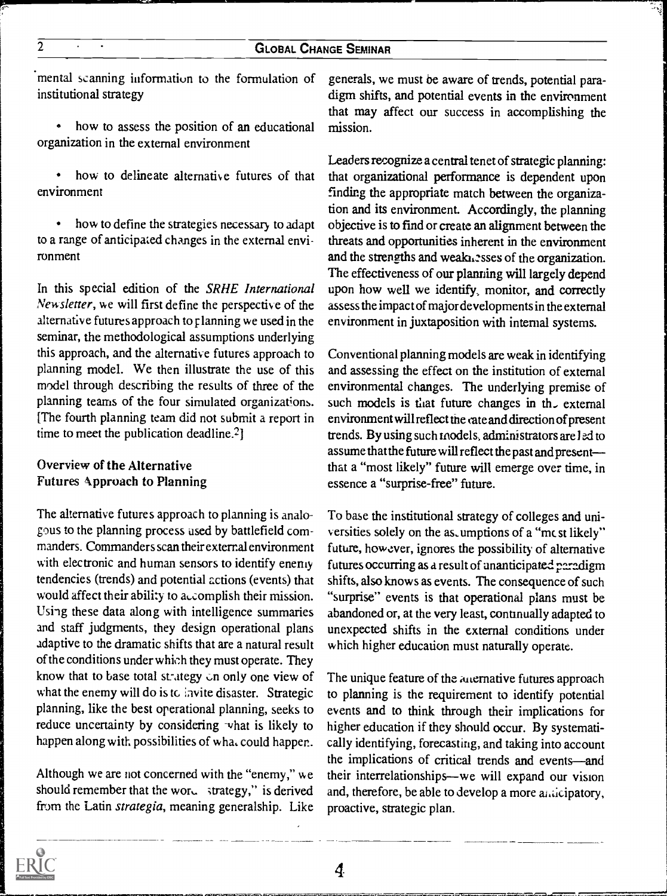mental scanning information to the formulation of institutional strategy

- how to assess the position of an educational organization in the external environment
- how to delineate alternative futures of that environment
- how to define the strategies necessary to adapt to a range of anticipated changes in the external environment

In this special edition of the *SRHE International Newsletter*, we will first define the perspective of the alternative futures approach to planning we used in the seminar, the methodological assumptions underlying this approach, and the alternative futures approach to planning model. We then illustrate the use of this model through describing the results of three of the planning teams of the four simulated organizations. [The fourth planning team did not submit a report in time to meet the publication deadline.[2]]

## Overview of the Alternative Futures Approach to Planning

The alternative futures approach to planning is analogous to the planning process used by battlefield commanders. Commanders scan their external environment with electronic and human sensors to identify enemy tendencies (trends) and potential actions (events) that would affect their ability to accomplish their mission. Using these data along with intelligence summaries and staff judgments, they design operational plans adaptive to the dramatic shifts that are a natural result of the conditions under which they must operate. They know that to base total strategy on only one view of what the enemy will do is to invite disaster. Strategic planning, like the best operational planning, seeks to reduce uncertainty by considering what is likely to happen along with possibilities of what could happen.

Although we are not concerned with the "enemy," we should remember that the word "strategy," is derived from the Latin *strategia*, meaning generalship. Like generals, we must be aware of trends, potential paradigm shifts, and potential events in the environment that may affect our success in accomplishing the mission.

Leaders recognize a central tenet of strategic planning: that organizational performance is dependent upon finding the appropriate match between the organization and its environment. Accordingly, the planning objective is to find or create an alignment between the threats and opportunities inherent in the environment and the strengths and weaknesses of the organization. The effectiveness of our planning will largely depend upon how well we identify, monitor, and correctly assess the impact of major developments in the external environment in juxtaposition with internal systems.

Conventional planning models are weak in identifying and assessing the effect on the institution of external environmental changes. The underlying premise of such models is that future changes in the external environment will reflect the rate and direction of present trends. By using such models, administrators are led to assume that the future will reflect the past and present—that a "most likely" future will emerge over time, in essence a "surprise-free" future.

To base the institutional strategy of colleges and universities solely on the assumptions of a "most likely" future, however, ignores the possibility of alternative futures occurring as a result of unanticipated paradigm shifts, also knows as events. The consequence of such "surprise" events is that operational plans must be abandoned or, at the very least, continually adapted to unexpected shifts in the external conditions under which higher education must naturally operate.

The unique feature of the alternative futures approach to planning is the requirement to identify potential events and to think through their implications for higher education if they should occur. By systematically identifying, forecasting, and taking into account the implications of critical trends and events—and their interrelationships—we will expand our vision and, therefore, be able to develop a more anticipatory, proactive, strategic plan.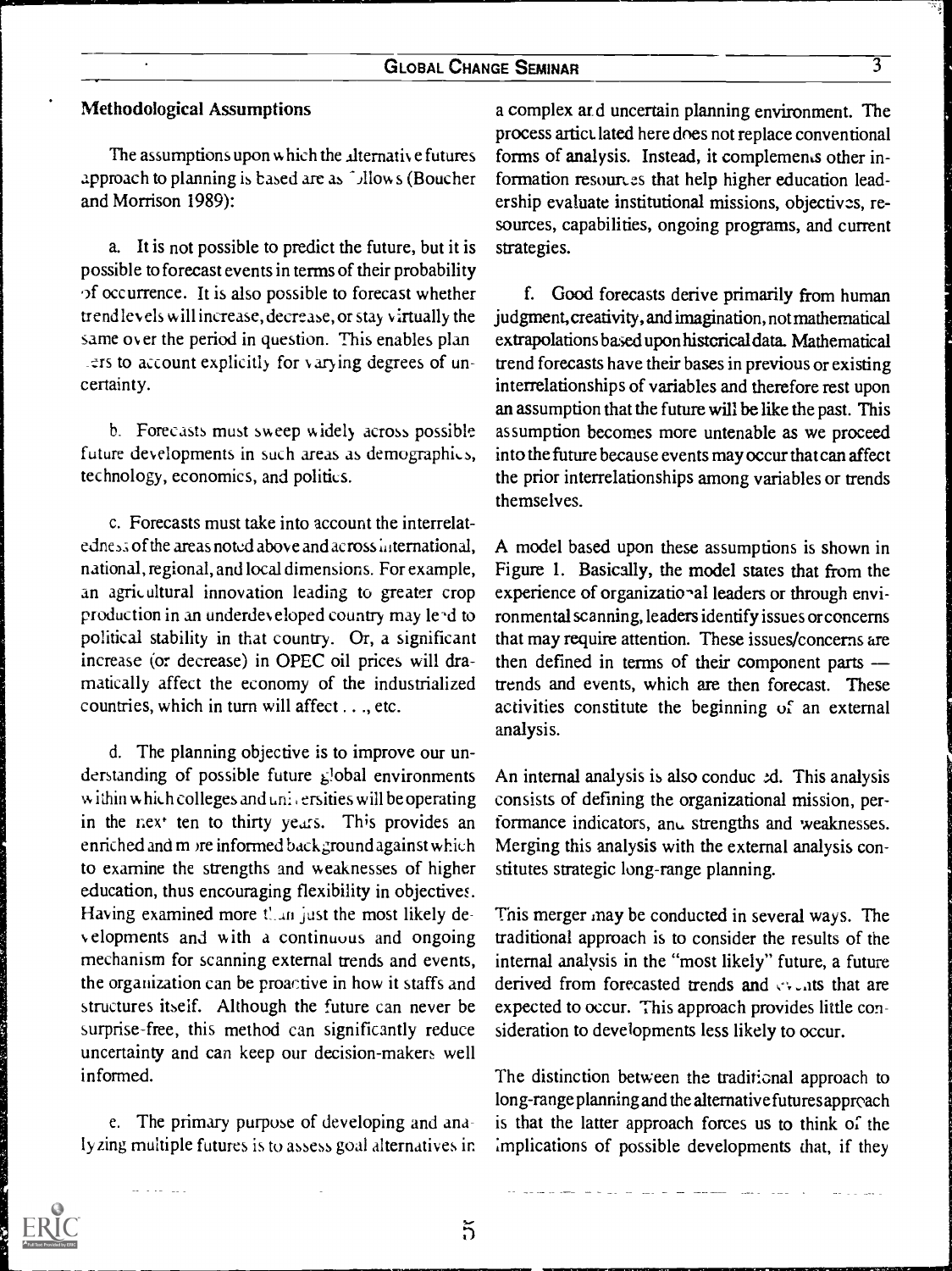### Methodological Assumptions

The assumptions upon which the alternative futures approach to planning is based are as follows (Boucher and Morrison 1989):

a. It is not possible to predict the future, but it is possible to forecast events in terms of their probability of occurrence. It is also possible to forecast whether trend levels will increase, decrease, or stay virtually the same over the period in question. This enables planners to account explicitly for varying degrees of uncertainty.

b. Forecasts must sweep widely across possible future developments in such areas as demographics, technology, economics, and politics.

c. Forecasts must take into account the interrelatedness of the areas noted above and across international, national, regional, and local dimensions. For example, an agricultural innovation leading to greater crop production in an underdeveloped country may lead to political stability in that country. Or, a significant increase (or decrease) in OPEC oil prices will dramatically affect the economy of the industrialized countries, which in turn will affect . . ., etc.

d. The planning objective is to improve our understanding of possible future global environments within which colleges and universities will be operating in the next ten to thirty years. This provides an enriched and more informed background against which to examine the strengths and weaknesses of higher education, thus encouraging flexibility in objectives. Having examined more than just the most likely developments and with a continuous and ongoing mechanism for scanning external trends and events, the organization can be proactive in how it staffs and structures itself. Although the future can never be surprise-free, this method can significantly reduce uncertainty and can keep our decision-makers well informed.

e. The primary purpose of developing and analyzing multiple futures is to assess goal alternatives in a complex and uncertain planning environment. The process articulated here does not replace conventional forms of analysis. Instead, it complements other information resources that help higher education leadership evaluate institutional missions, objectives, resources, capabilities, ongoing programs, and current strategies.

f. Good forecasts derive primarily from human judgment, creativity, and imagination, not mathematical extrapolations based upon historical data. Mathematical trend forecasts have their bases in previous or existing interrelationships of variables and therefore rest upon an assumption that the future will be like the past. This assumption becomes more untenable as we proceed into the future because events may occur that can affect the prior interrelationships among variables or trends themselves.

A model based upon these assumptions is shown in Figure 1. Basically, the model states that from the experience of organizational leaders or through environmental scanning, leaders identify issues or concerns that may require attention. These issues/concerns are then defined in terms of their component parts — trends and events, which are then forecast. These activities constitute the beginning of an external analysis.

An internal analysis is also conducted. This analysis consists of defining the organizational mission, performance indicators, and strengths and weaknesses. Merging this analysis with the external analysis constitutes strategic long-range planning.

This merger may be conducted in several ways. The traditional approach is to consider the results of the internal analysis in the "most likely" future, a future derived from forecasted trends and events that are expected to occur. This approach provides little consideration to developments less likely to occur.

The distinction between the traditional approach to long-range planning and the alternative futures approach is that the latter approach forces us to think of the implications of possible developments that, if they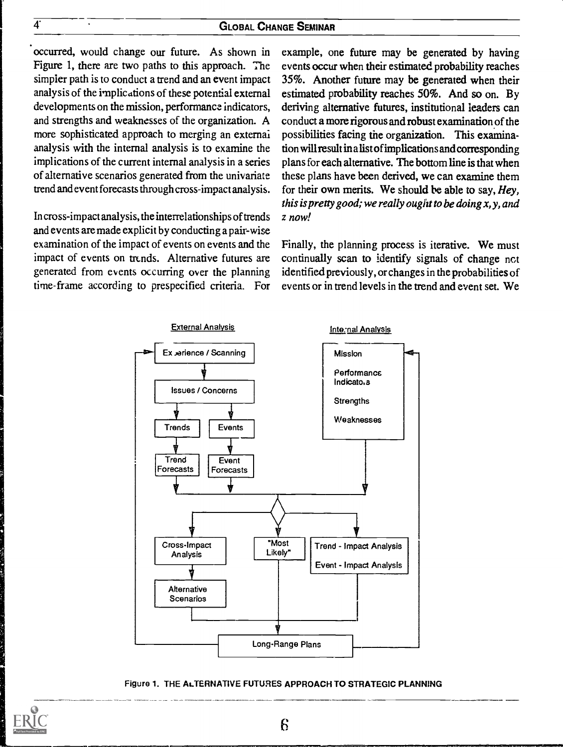occurred, would change our future. As shown in Figure 1, there are two paths to this approach. The simpler path is to conduct a trend and an event impact analysis of the implications of these potential external developments on the mission, performance indicators, and strengths and weaknesses of the organization. A more sophisticated approach to merging an external analysis with the internal analysis is to examine the implications of the current internal analysis in a series of alternative scenarios generated from the univariate trend and event forecasts through cross-impact analysis.

In cross-impact analysis, the interrelationships of trends and events are made explicit by conducting a pair-wise examination of the impact of events on events and the impact of events on trends. Alternative futures are generated from events occurring over the planning time-frame according to prespecified criteria. For example, one future may be generated by having events occur when their estimated probability reaches 35%. Another future may be generated when their estimated probability reaches 50%. And so on. By deriving alternative futures, institutional leaders can conduct a more rigorous and robust examination of the possibilities facing the organization. This examination will result in a list of implications and corresponding plans for each alternative. The bottom line is that when these plans have been derived, we can examine them for their own merits. We should be able to say, *Hey, this is pretty good; we really ought to be doing x, y, and z now!*

Finally, the planning process is iterative. We must continually scan to identify signals of change not identified previously, or changes in the probabilities of events or in trend levels in the trend and event set. We

External Analysis: Experience / Scanning → Issues / Concerns → Trends, Events → Trend Forecasts, Event Forecasts

Internal Analysis: Mission, Performance Indicators, Strengths, Weaknesses

→ Cross-Impact Analysis → Alternative Scenarios; "Most Likely"; Trend - Impact Analysis, Event - Impact Analysis → Long-Range Plans

Figure 1. THE ALTERNATIVE FUTURES APPROACH TO STRATEGIC PLANNING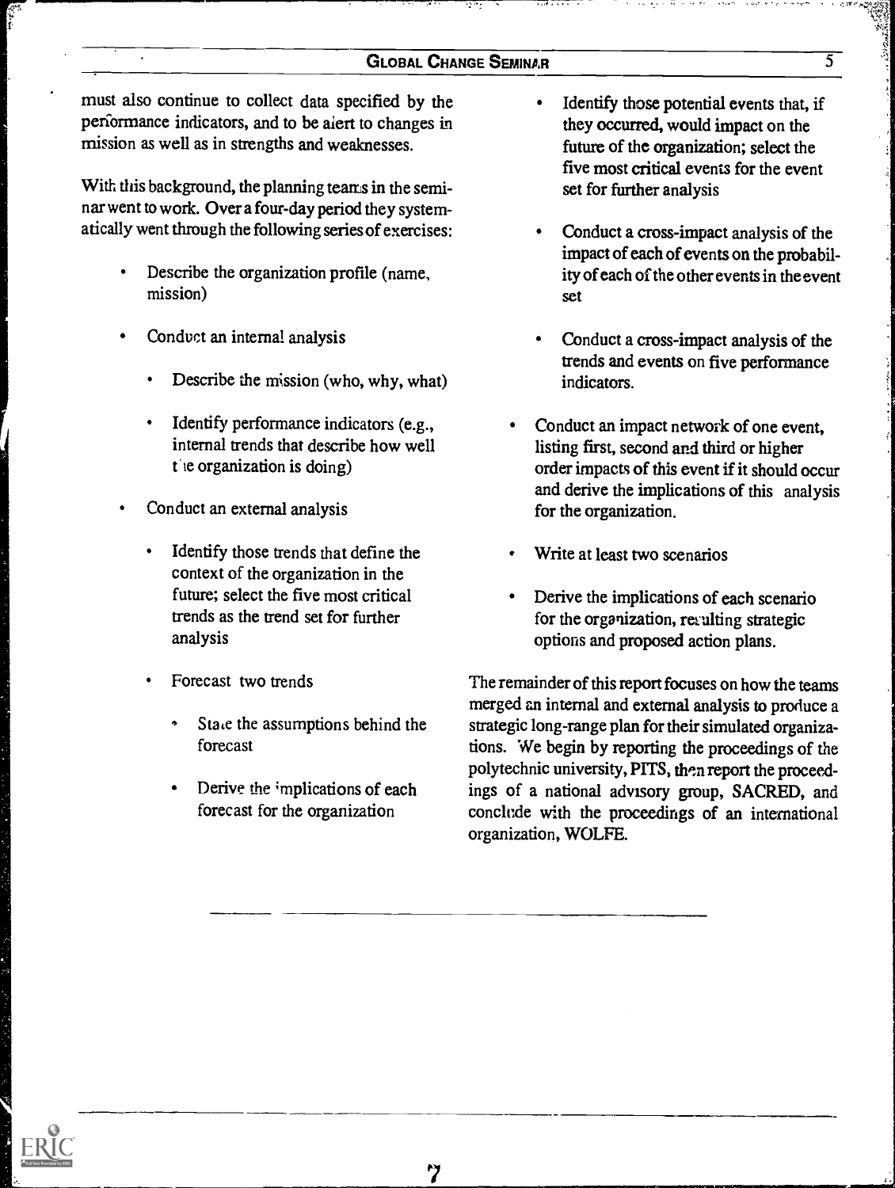must also continue to collect data specified by the performance indicators, and to be alert to changes in mission as well as in strengths and weaknesses.

With this background, the planning teams in the seminar went to work. Over a four-day period they systematically went through the following series of exercises:

- Describe the organization profile (name, mission)
- Conduct an internal analysis
    - Describe the mission (who, why, what)
    - Identify performance indicators (e.g., internal trends that describe how well the organization is doing)
- Conduct an external analysis
    - Identify those trends that define the context of the organization in the future; select the five most critical trends as the trend set for further analysis
    - Forecast two trends
        - State the assumptions behind the forecast
        - Derive the implications of each forecast for the organization
    - Identify those potential events that, if they occurred, would impact on the future of the organization; select the five most critical events for the event set for further analysis
    - Conduct a cross-impact analysis of the impact of each of events on the probability of each of the other events in the event set
    - Conduct a cross-impact analysis of the trends and events on five performance indicators.
- Conduct an impact network of one event, listing first, second and third or higher order impacts of this event if it should occur and derive the implications of this analysis for the organization.
- Write at least two scenarios
- Derive the implications of each scenario for the organization, resulting strategic options and proposed action plans.

The remainder of this report focuses on how the teams merged an internal and external analysis to produce a strategic long-range plan for their simulated organizations. We begin by reporting the proceedings of the polytechnic university, PITS, then report the proceedings of a national advisory group, SACRED, and conclude with the proceedings of an international organization, WOLFE.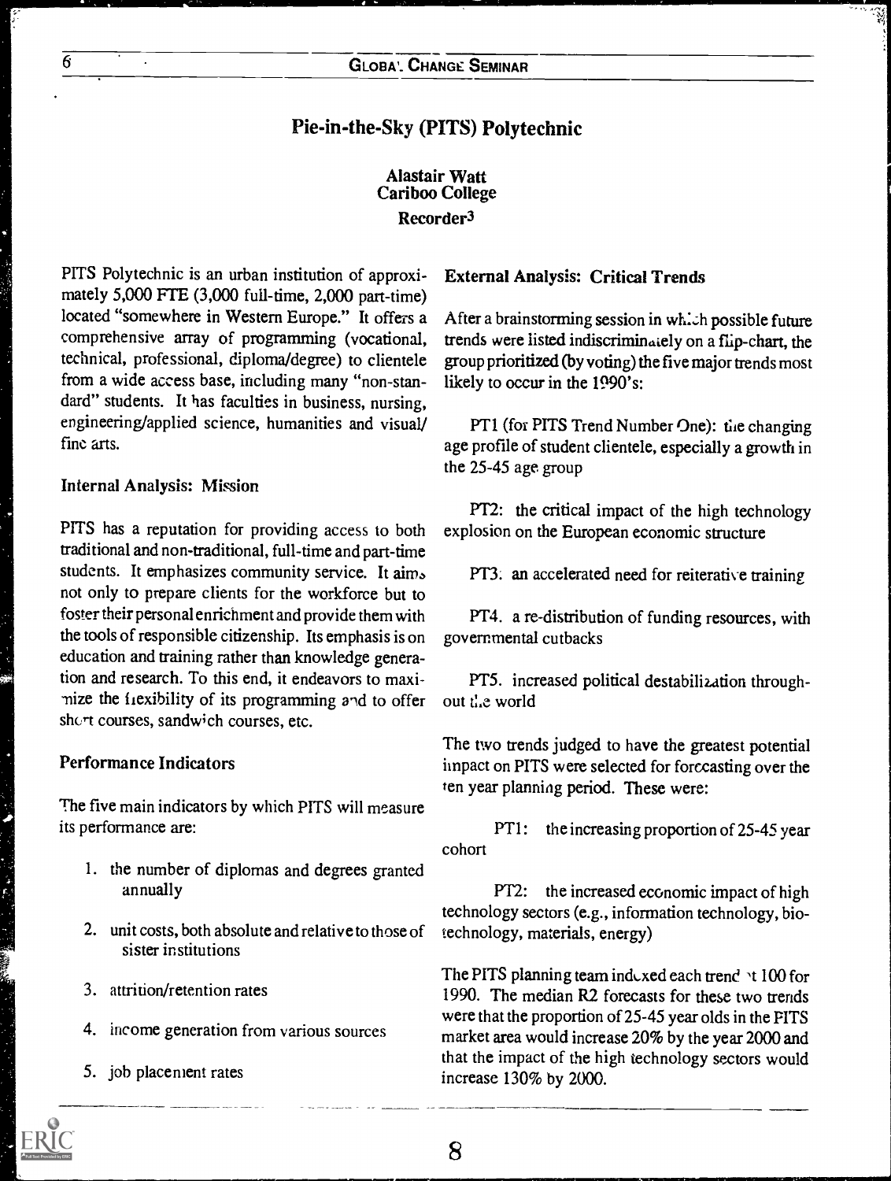## Pie-in-the-Sky (PITS) Polytechnic

**Alastair Watt**
**Cariboo College**
**Recorder[3]**

PITS Polytechnic is an urban institution of approximately 5,000 FTE (3,000 full-time, 2,000 part-time) located "somewhere in Western Europe." It offers a comprehensive array of programming (vocational, technical, professional, diploma/degree) to clientele from a wide access base, including many "non-standard" students. It has faculties in business, nursing, engineering/applied science, humanities and visual/fine arts.

### Internal Analysis: Mission

PITS has a reputation for providing access to both traditional and non-traditional, full-time and part-time students. It emphasizes community service. It aims not only to prepare clients for the workforce but to foster their personal enrichment and provide them with the tools of responsible citizenship. Its emphasis is on education and training rather than knowledge generation and research. To this end, it endeavors to maximize the flexibility of its programming and to offer short courses, sandwich courses, etc.

### Performance Indicators

The five main indicators by which PITS will measure its performance are:

1. the number of diplomas and degrees granted annually
2. unit costs, both absolute and relative to those of sister institutions
3. attrition/retention rates
4. income generation from various sources
5. job placement rates

### External Analysis: Critical Trends

After a brainstorming session in which possible future trends were listed indiscriminately on a flip-chart, the group prioritized (by voting) the five major trends most likely to occur in the 1990's:

PT1 (for PITS Trend Number One): the changing age profile of student clientele, especially a growth in the 25-45 age group

PT2: the critical impact of the high technology explosion on the European economic structure

PT3: an accelerated need for reiterative training

PT4. a re-distribution of funding resources, with governmental cutbacks

PT5. increased political destabilization throughout the world

The two trends judged to have the greatest potential impact on PITS were selected for forecasting over the ten year planning period. These were:

PT1: the increasing proportion of 25-45 year cohort

PT2: the increased economic impact of high technology sectors (e.g., information technology, biotechnology, materials, energy)

The PITS planning team indexed each trend at 100 for 1990. The median R2 forecasts for these two trends were that the proportion of 25-45 year olds in the PITS market area would increase 20% by the year 2000 and that the impact of the high technology sectors would increase 130% by 2000.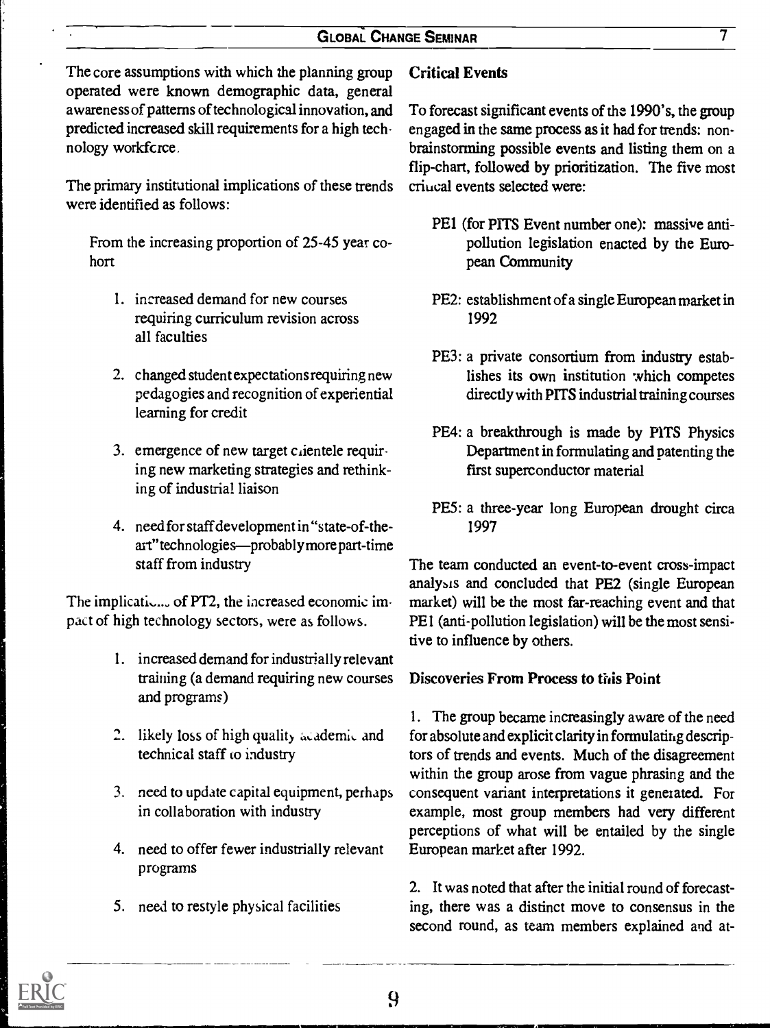The core assumptions with which the planning group operated were known demographic data, general awareness of patterns of technological innovation, and predicted increased skill requirements for a high technology workforce.

The primary institutional implications of these trends were identified as follows:

From the increasing proportion of 25-45 year cohort

1. increased demand for new courses requiring curriculum revision across all faculties
2. changed student expectations requiring new pedagogies and recognition of experiential learning for credit
3. emergence of new target clientele requiring new marketing strategies and rethinking of industrial liaison
4. need for staff development in "state-of-the-art" technologies—probably more part-time staff from industry

The implications of PT2, the increased economic impact of high technology sectors, were as follows.

1. increased demand for industrially relevant training (a demand requiring new courses and programs)
2. likely loss of high quality academic and technical staff to industry
3. need to update capital equipment, perhaps in collaboration with industry
4. need to offer fewer industrially relevant programs
5. need to restyle physical facilities

**Critical Events**

To forecast significant events of the 1990's, the group engaged in the same process as it had for trends: non-brainstorming possible events and listing them on a flip-chart, followed by prioritization. The five most critical events selected were:

- PE1 (for PITS Event number one): massive anti-pollution legislation enacted by the European Community
- PE2: establishment of a single European market in 1992
- PE3: a private consortium from industry establishes its own institution which competes directly with PITS industrial training courses
- PE4: a breakthrough is made by PITS Physics Department in formulating and patenting the first superconductor material
- PE5: a three-year long European drought circa 1997

The team conducted an event-to-event cross-impact analysis and concluded that PE2 (single European market) will be the most far-reaching event and that PE1 (anti-pollution legislation) will be the most sensitive to influence by others.

**Discoveries From Process to this Point**

1. The group became increasingly aware of the need for absolute and explicit clarity in formulating descriptors of trends and events. Much of the disagreement within the group arose from vague phrasing and the consequent variant interpretations it generated. For example, most group members had very different perceptions of what will be entailed by the single European market after 1992.

2. It was noted that after the initial round of forecasting, there was a distinct move to consensus in the second round, as team members explained and at-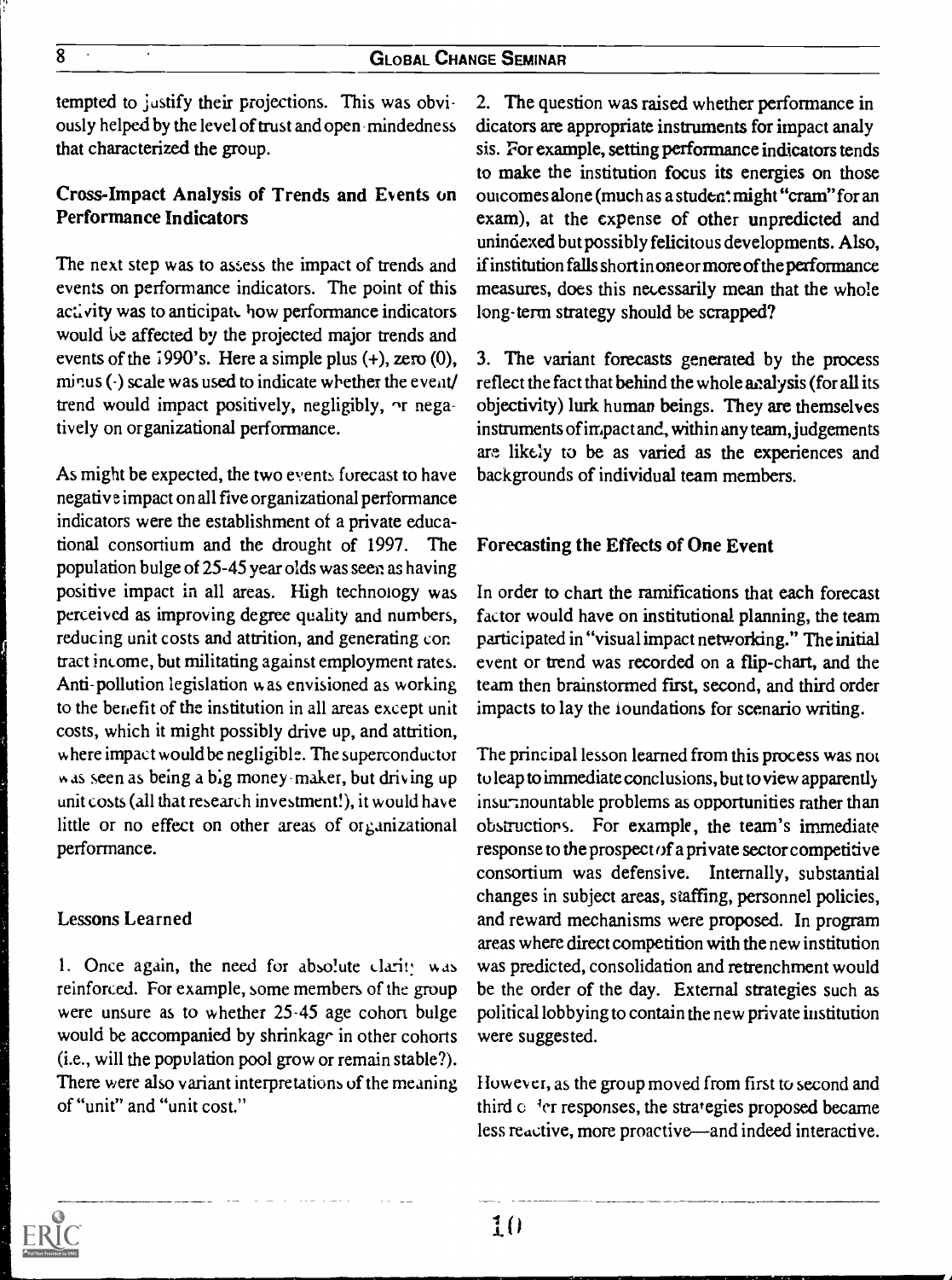tempted to justify their projections. This was obviously helped by the level of trust and open-mindedness that characterized the group.

### Cross-Impact Analysis of Trends and Events on Performance Indicators

The next step was to assess the impact of trends and events on performance indicators. The point of this activity was to anticipate how performance indicators would be affected by the projected major trends and events of the 1990's. Here a simple plus (+), zero (0), minus (-) scale was used to indicate whether the event/trend would impact positively, negligibly, or negatively on organizational performance.

As might be expected, the two events forecast to have negative impact on all five organizational performance indicators were the establishment of a private educational consortium and the drought of 1997. The population bulge of 25-45 year olds was seen as having positive impact in all areas. High technology was perceived as improving degree quality and numbers, reducing unit costs and attrition, and generating contract income, but militating against employment rates. Anti-pollution legislation was envisioned as working to the benefit of the institution in all areas except unit costs, which it might possibly drive up, and attrition, where impact would be negligible. The superconductor was seen as being a big money-maker, but driving up unit costs (all that research investment!), it would have little or no effect on other areas of organizational performance.

### Lessons Learned

1. Once again, the need for absolute clarity was reinforced. For example, some members of the group were unsure as to whether 25-45 age cohort bulge would be accompanied by shrinkage in other cohorts (i.e., will the population pool grow or remain stable?). There were also variant interpretations of the meaning of "unit" and "unit cost."

2. The question was raised whether performance indicators are appropriate instruments for impact analysis. For example, setting performance indicators tends to make the institution focus its energies on those outcomes alone (much as a student might "cram" for an exam), at the expense of other unpredicted and unindexed but possibly felicitous developments. Also, if institution falls short in one or more of the performance measures, does this necessarily mean that the whole long-term strategy should be scrapped?

3. The variant forecasts generated by the process reflect the fact that behind the whole analysis (for all its objectivity) lurk human beings. They are themselves instruments of impact and, within any team, judgements are likely to be as varied as the experiences and backgrounds of individual team members.

### Forecasting the Effects of One Event

In order to chart the ramifications that each forecast factor would have on institutional planning, the team participated in "visual impact networking." The initial event or trend was recorded on a flip-chart, and the team then brainstormed first, second, and third order impacts to lay the foundations for scenario writing.

The principal lesson learned from this process was not to leap to immediate conclusions, but to view apparently insurmountable problems as opportunities rather than obstructions. For example, the team's immediate response to the prospect of a private sector competitive consortium was defensive. Internally, substantial changes in subject areas, staffing, personnel policies, and reward mechanisms were proposed. In program areas where direct competition with the new institution was predicted, consolidation and retrenchment would be the order of the day. External strategies such as political lobbying to contain the new private institution were suggested.

However, as the group moved from first to second and third order responses, the strategies proposed became less reactive, more proactive—and indeed interactive.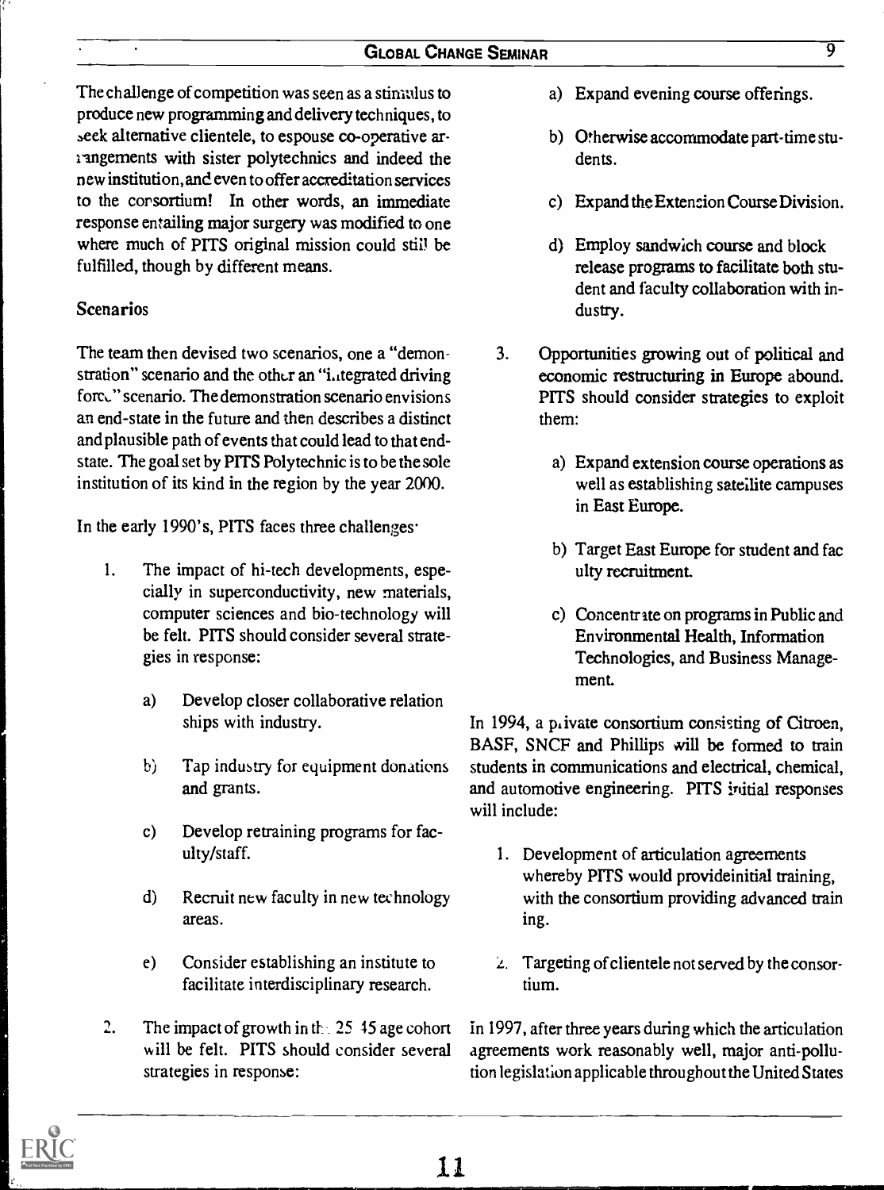The challenge of competition was seen as a stimulus to produce new programming and delivery techniques, to seek alternative clientele, to espouse co-operative arrangements with sister polytechnics and indeed the new institution, and even to offer accreditation services to the consortium! In other words, an immediate response entailing major surgery was modified to one where much of PITS original mission could still be fulfilled, though by different means.

### Scenarios

The team then devised two scenarios, one a "demonstration" scenario and the other an "integrated driving force" scenario. The demonstration scenario envisions an end-state in the future and then describes a distinct and plausible path of events that could lead to that end-state. The goal set by PITS Polytechnic is to be the sole institution of its kind in the region by the year 2000.

In the early 1990's, PITS faces three challenges:

1. The impact of hi-tech developments, especially in superconductivity, new materials, computer sciences and bio-technology will be felt. PITS should consider several strategies in response:
   - a) Develop closer collaborative relationships with industry.
   - b) Tap industry for equipment donations and grants.
   - c) Develop retraining programs for faculty/staff.
   - d) Recruit new faculty in new technology areas.
   - e) Consider establishing an institute to facilitate interdisciplinary research.
2. The impact of growth in the 25-45 age cohort will be felt. PITS should consider several strategies in response:
   - a) Expand evening course offerings.
   - b) Otherwise accommodate part-time students.
   - c) Expand the Extension Course Division.
   - d) Employ sandwich course and block release programs to facilitate both student and faculty collaboration with industry.
3. Opportunities growing out of political and economic restructuring in Europe abound. PITS should consider strategies to exploit them:
   - a) Expand extension course operations as well as establishing satellite campuses in East Europe.
   - b) Target East Europe for student and faculty recruitment.
   - c) Concentrate on programs in Public and Environmental Health, Information Technologies, and Business Management.

In 1994, a private consortium consisting of Citroen, BASF, SNCF and Phillips will be formed to train students in communications and electrical, chemical, and automotive engineering. PITS initial responses will include:

1. Development of articulation agreements whereby PITS would provideinitial training, with the consortium providing advanced training.
2. Targeting of clientele not served by the consortium.

In 1997, after three years during which the articulation agreements work reasonably well, major anti-pollution legislation applicable throughout the United States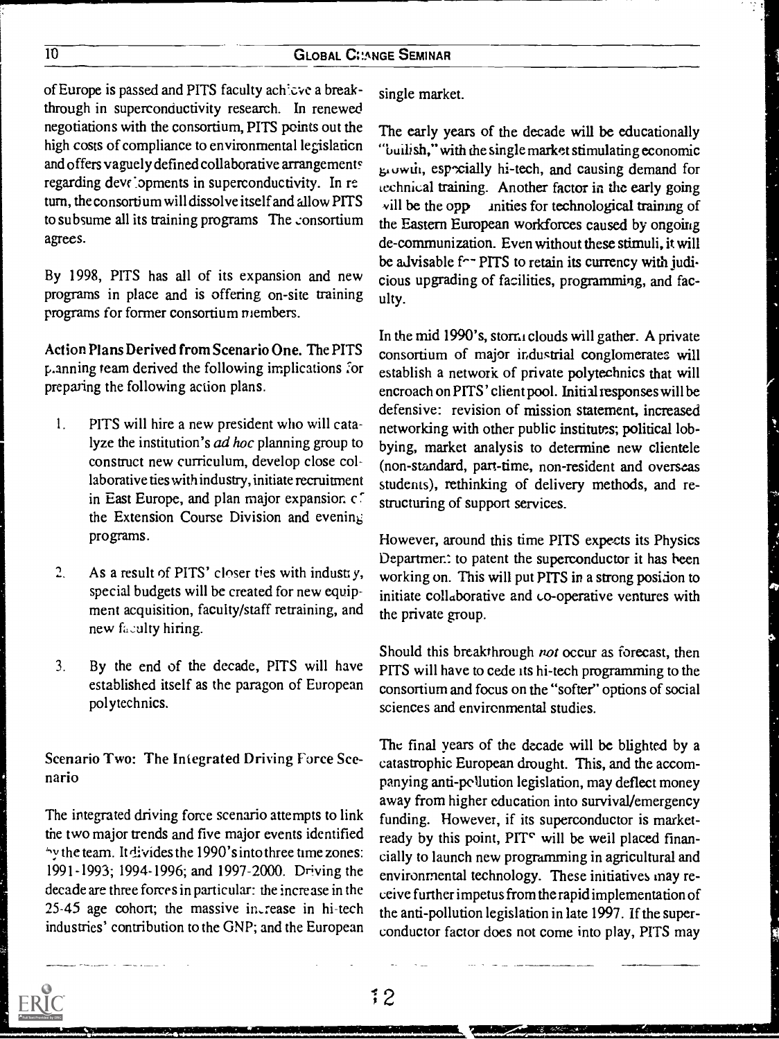of Europe is passed and PITS faculty achieve a breakthrough in superconductivity research. In renewed negotiations with the consortium, PITS points out the high costs of compliance to environmental legislation and offers vaguely defined collaborative arrangements regarding developments in superconductivity. In return, the consortium will dissolve itself and allow PITS to subsume all its training programs. The consortium agrees.

By 1998, PITS has all of its expansion and new programs in place and is offering on-site training programs for former consortium members.

**Action Plans Derived from Scenario One.** The PITS planning team derived the following implications for preparing the following action plans.

1. PITS will hire a new president who will catalyze the institution's *ad hoc* planning group to construct new curriculum, develop close collaborative ties with industry, initiate recruitment in East Europe, and plan major expansion of the Extension Course Division and evening programs.

2. As a result of PITS' closer ties with industry, special budgets will be created for new equipment acquisition, faculty/staff retraining, and new faculty hiring.

3. By the end of the decade, PITS will have established itself as the paragon of European polytechnics.

### Scenario Two: The Integrated Driving Force Scenario

The integrated driving force scenario attempts to link the two major trends and five major events identified by the team. It divides the 1990's into three time zones: 1991-1993; 1994-1996; and 1997-2000. Driving the decade are three forces in particular: the increase in the 25-45 age cohort; the massive increase in hi-tech industries' contribution to the GNP; and the European single market.

The early years of the decade will be educationally "bullish," with the single market stimulating economic growth, especially hi-tech, and causing demand for technical training. Another factor in the early going will be the opportunities for technological training of the Eastern European workforces caused by ongoing de-communization. Even without these stimuli, it will be advisable for PITS to retain its currency with judicious upgrading of facilities, programming, and faculty.

In the mid 1990's, storm clouds will gather. A private consortium of major industrial conglomerates will establish a network of private polytechnics that will encroach on PITS' client pool. Initial responses will be defensive: revision of mission statement, increased networking with other public institutes; political lobbying, market analysis to determine new clientele (non-standard, part-time, non-resident and overseas students), rethinking of delivery methods, and restructuring of support services.

However, around this time PITS expects its Physics Department to patent the superconductor it has been working on. This will put PITS in a strong position to initiate collaborative and co-operative ventures with the private group.

Should this breakthrough *not* occur as forecast, then PITS will have to cede its hi-tech programming to the consortium and focus on the "softer" options of social sciences and environmental studies.

The final years of the decade will be blighted by a catastrophic European drought. This, and the accompanying anti-pollution legislation, may deflect money away from higher education into survival/emergency funding. However, if its superconductor is market-ready by this point, PITS will be well placed financially to launch new programming in agricultural and environmental technology. These initiatives may receive further impetus from the rapid implementation of the anti-pollution legislation in late 1997. If the superconductor factor does not come into play, PITS may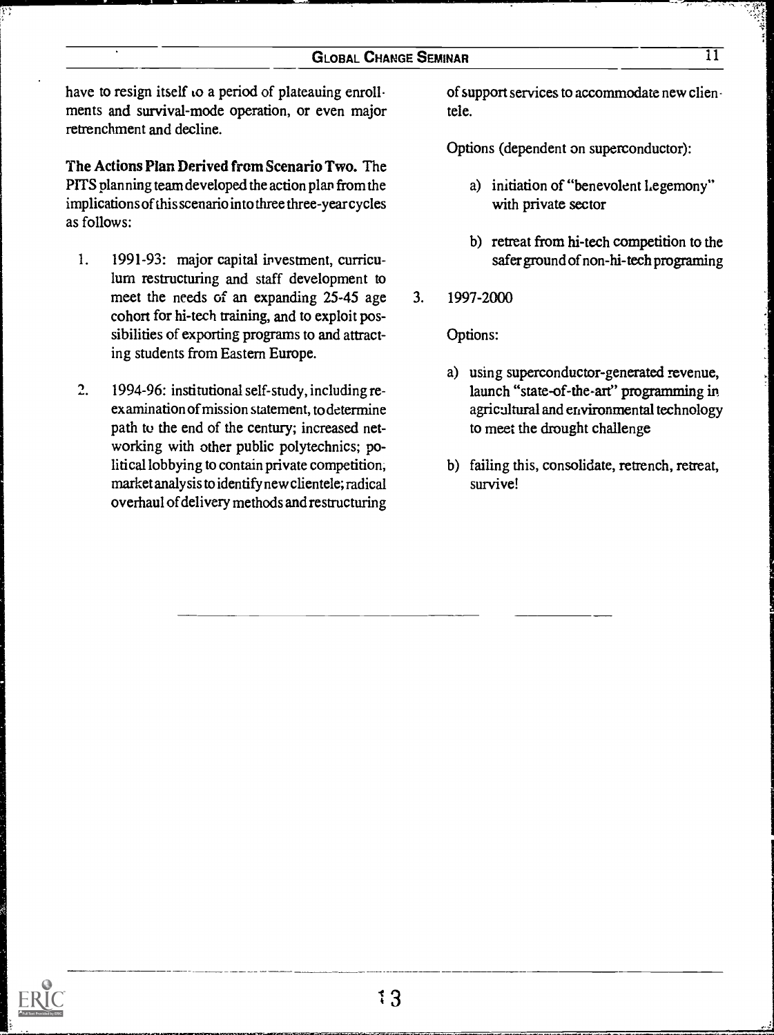have to resign itself to a period of plateauing enrollments and survival-mode operation, or even major retrenchment and decline.

**The Actions Plan Derived from Scenario Two.** The PITS planning team developed the action plan from the implications of this scenario into three three-year cycles as follows:

1. 1991-93: major capital investment, curriculum restructuring and staff development to meet the needs of an expanding 25-45 age cohort for hi-tech training, and to exploit possibilities of exporting programs to and attracting students from Eastern Europe.

2. 1994-96: institutional self-study, including re-examination of mission statement, to determine path to the end of the century; increased networking with other public polytechnics; political lobbying to contain private competition, market analysis to identify new clientele; radical overhaul of delivery methods and restructuring of support services to accommodate new clientele.

   Options (dependent on superconductor):

   a) initiation of "benevolent hegemony" with private sector

   b) retreat from hi-tech competition to the safer ground of non-hi-tech programing

3. 1997-2000

   Options:

   a) using superconductor-generated revenue, launch "state-of-the-art" programming in agricultural and environmental technology to meet the drought challenge

   b) failing this, consolidate, retrench, retreat, survive!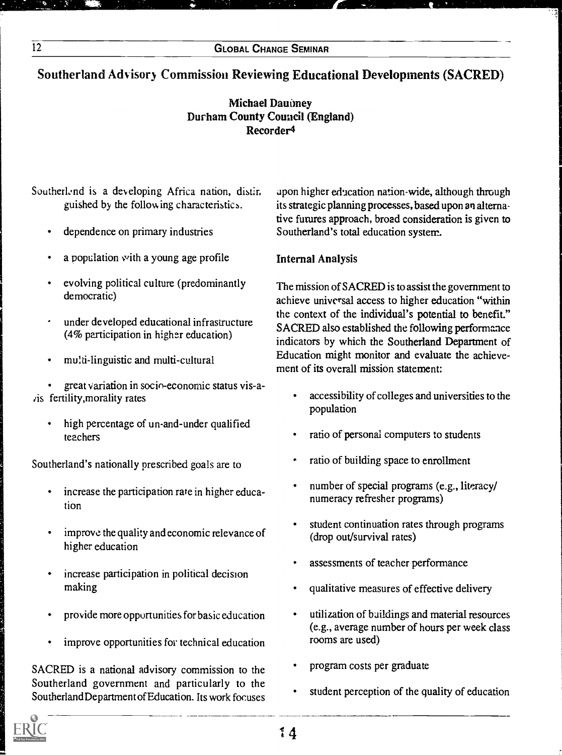## Southerland Advisory Commission Reviewing Educational Developments (SACRED)

**Michael Daubney**
**Durham County Council (England)**
**Recorder[4]**

Southerland is a developing Africa nation, distinguished by the following characteristics.

- dependence on primary industries
- a population with a young age profile
- evolving political culture (predominantly democratic)
- under developed educational infrastructure (4% participation in higher education)
- multi-linguistic and multi-cultural
- great variation in socio-economic status vis-a-vis fertility,morality rates
- high percentage of un-and-under qualified teachers

Southerland's nationally prescribed goals are to

- increase the participation rate in higher education
- improve the quality and economic relevance of higher education
- increase participation in political decision making
- provide more opportunities for basic education
- improve opportunities for technical education

SACRED is a national advisory commission to the Southerland government and particularly to the Southerland Department of Education. Its work focuses upon higher education nation-wide, although through its strategic planning processes, based upon an alternative futures approach, broad consideration is given to Southerland's total education system.

### Internal Analysis

The mission of SACRED is to assist the government to achieve universal access to higher education "within the context of the individual's potential to benefit." SACRED also established the following performance indicators by which the Southerland Department of Education might monitor and evaluate the achievement of its overall mission statement:

- accessibility of colleges and universities to the population
- ratio of personal computers to students
- ratio of building space to enrollment
- number of special programs (e.g., literacy/numeracy refresher programs)
- student continuation rates through programs (drop out/survival rates)
- assessments of teacher performance
- qualitative measures of effective delivery
- utilization of buildings and material resources (e.g., average number of hours per week class rooms are used)
- program costs per graduate
- student perception of the quality of education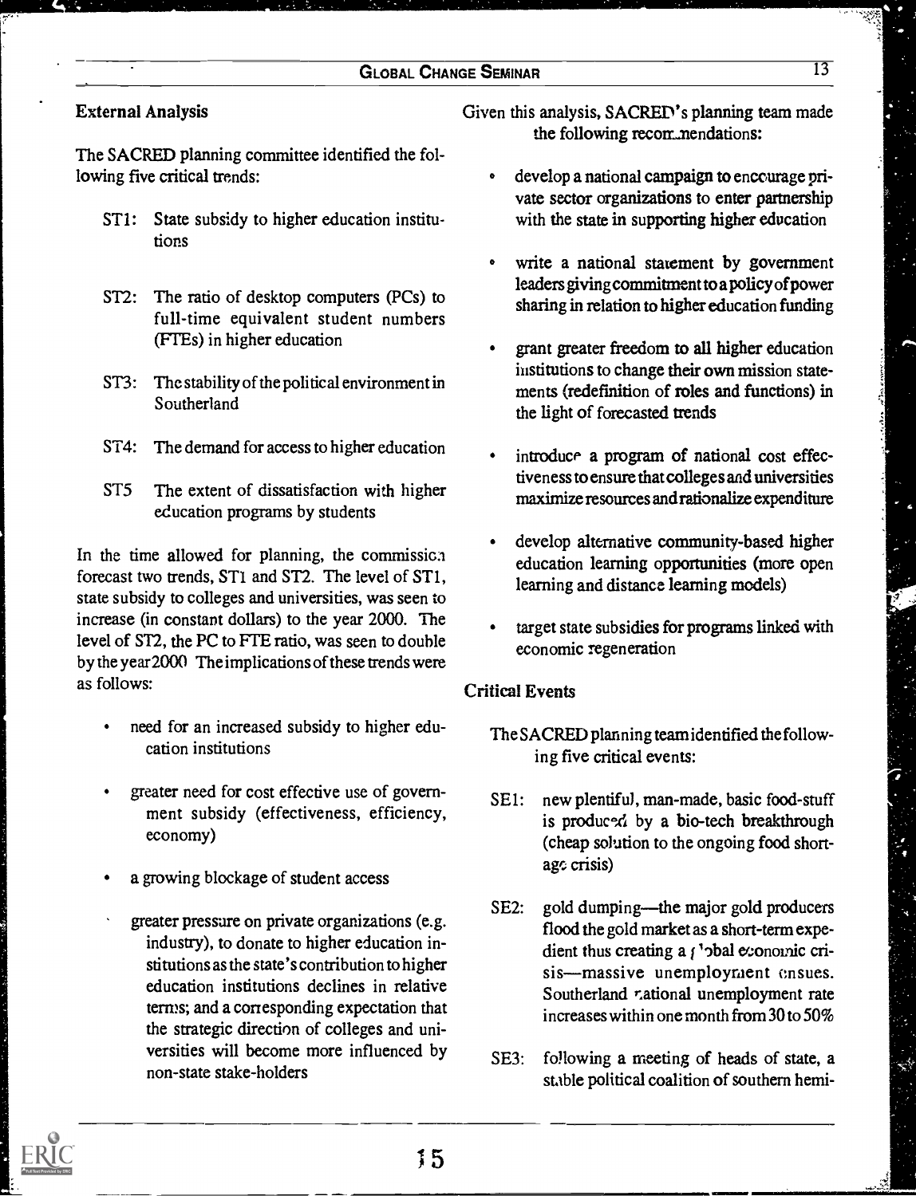### External Analysis

The SACRED planning committee identified the following five critical trends:

- ST1: State subsidy to higher education institutions
- ST2: The ratio of desktop computers (PCs) to full-time equivalent student numbers (FTEs) in higher education
- ST3: The stability of the political environment in Southerland
- ST4: The demand for access to higher education
- ST5 The extent of dissatisfaction with higher education programs by students

In the time allowed for planning, the commission forecast two trends, ST1 and ST2. The level of ST1, state subsidy to colleges and universities, was seen to increase (in constant dollars) to the year 2000. The level of ST2, the PC to FTE ratio, was seen to double by the year 2000 The implications of these trends were as follows:

- need for an increased subsidy to higher education institutions
- greater need for cost effective use of government subsidy (effectiveness, efficiency, economy)
- a growing blockage of student access
- greater pressure on private organizations (e.g. industry), to donate to higher education institutions as the state's contribution to higher education institutions declines in relative terms; and a corresponding expectation that the strategic direction of colleges and universities will become more influenced by non-state stake-holders

Given this analysis, SACRED's planning team made the following recommendations:

- develop a national campaign to encourage private sector organizations to enter partnership with the state in supporting higher education
- write a national statement by government leaders giving commitment to a policy of power sharing in relation to higher education funding
- grant greater freedom to all higher education institutions to change their own mission statements (redefinition of roles and functions) in the light of forecasted trends
- introduce a program of national cost effectiveness to ensure that colleges and universities maximize resources and rationalize expenditure
- develop alternative community-based higher education learning opportunities (more open learning and distance learning models)
- target state subsidies for programs linked with economic regeneration

### Critical Events

The SACRED planning team identified the following five critical events:

- SE1: new plentiful, man-made, basic food-stuff is produced by a bio-tech breakthrough (cheap solution to the ongoing food shortage crisis)
- SE2: gold dumping—the major gold producers flood the gold market as a short-term expedient thus creating a global economic crisis—massive unemployment ensues. Southerland national unemployment rate increases within one month from 30 to 50%
- SE3: following a meeting of heads of state, a stable political coalition of southern hemi-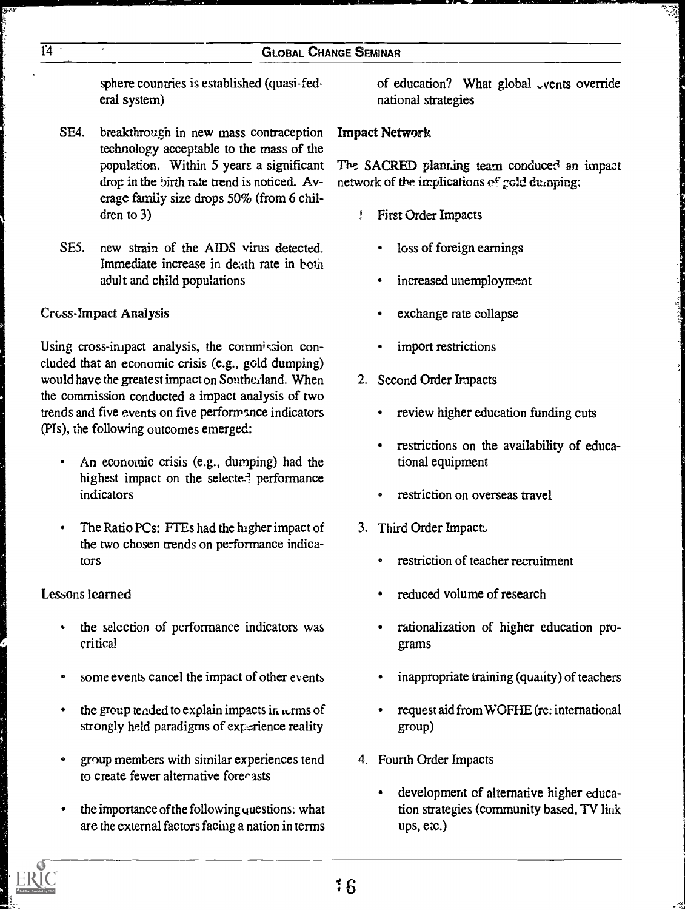sphere countries is established (quasi-federal system)

SE4. breakthrough in new mass contraception technology acceptable to the mass of the population. Within 5 years a significant drop in the birth rate trend is noticed. Average family size drops 50% (from 6 children to 3)

SE5. new strain of the AIDS virus detected. Immediate increase in death rate in both adult and child populations

### Cross-Impact Analysis

Using cross-impact analysis, the commission concluded that an economic crisis (e.g., gold dumping) would have the greatest impact on Southerland. When the commission conducted a impact analysis of two trends and five events on five performance indicators (PIs), the following outcomes emerged:

- An economic crisis (e.g., dumping) had the highest impact on the selected performance indicators
- The Ratio PCs: FTEs had the higher impact of the two chosen trends on performance indicators

### Lessons learned

- the selection of performance indicators was critical
- some events cancel the impact of other events
- the group tended to explain impacts in terms of strongly held paradigms of experience reality
- group members with similar experiences tend to create fewer alternative forecasts
- the importance of the following questions: what are the external factors facing a nation in terms of education? What global events override national strategies

### Impact Network

The SACRED planning team conduced an impact network of the implications of gold dumping:

1. First Order Impacts
   - loss of foreign earnings
   - increased unemployment
   - exchange rate collapse
   - import restrictions
2. Second Order Impacts
   - review higher education funding cuts
   - restrictions on the availability of educational equipment
   - restriction on overseas travel
3. Third Order Impacts
   - restriction of teacher recruitment
   - reduced volume of research
   - rationalization of higher education programs
   - inappropriate training (quality) of teachers
   - request aid from WOFHE (re: international group)
4. Fourth Order Impacts
   - development of alternative higher education strategies (community based, TV link ups, etc.)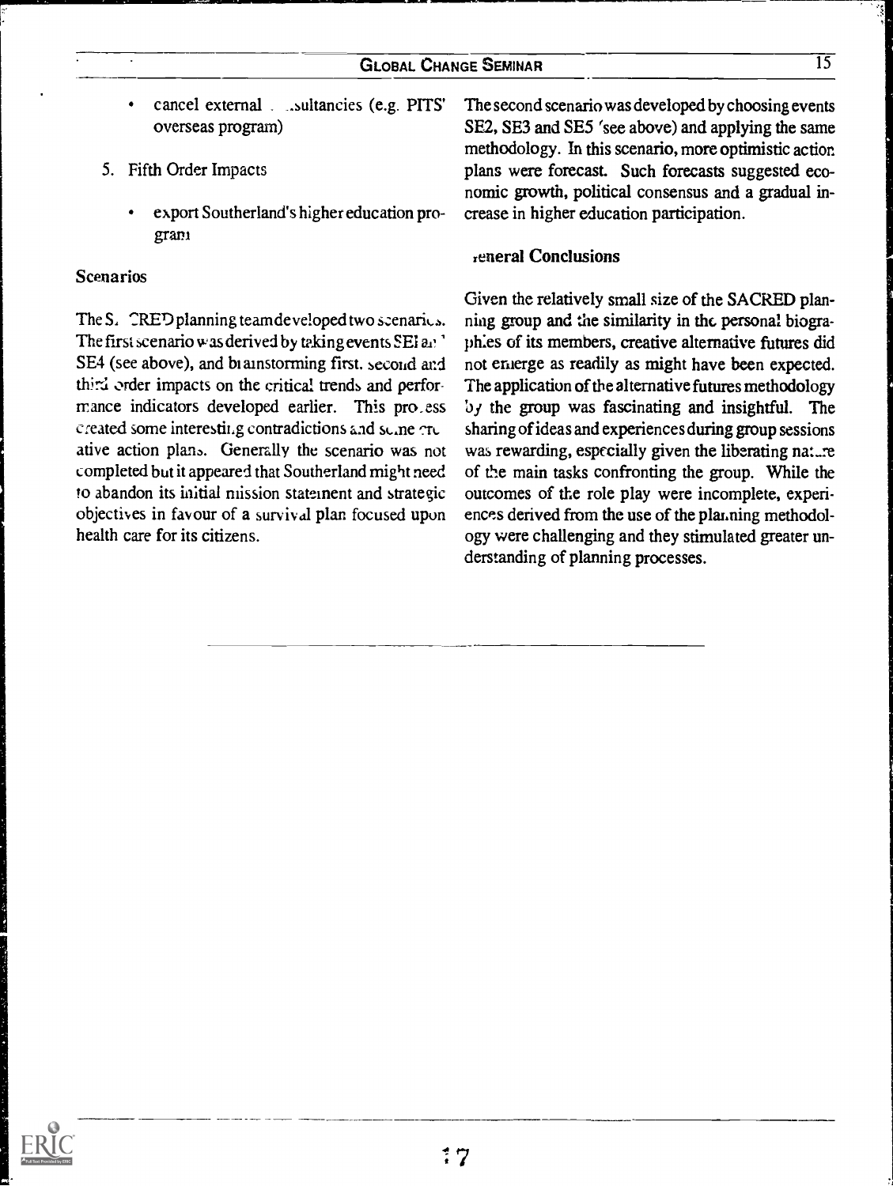- cancel external . .sultancies (e.g. PITS' overseas program)

5. Fifth Order Impacts

   - export Southerland's higher education program

## Scenarios

The SACRED planning team developed two scenarios. The first scenario was derived by taking events SE1 and SE4 (see above), and brainstorming first, second and third order impacts on the critical trends and performance indicators developed earlier. This process created some interesting contradictions and some creative action plans. Generally the scenario was not completed but it appeared that Southerland might need to abandon its initial mission statement and strategic objectives in favour of a survival plan focused upon health care for its citizens.

The second scenario was developed by choosing events SE2, SE3 and SE5 (see above) and applying the same methodology. In this scenario, more optimistic action plans were forecast. Such forecasts suggested economic growth, political consensus and a gradual increase in higher education participation.

## General Conclusions

Given the relatively small size of the SACRED planning group and the similarity in the personal biographies of its members, creative alternative futures did not emerge as readily as might have been expected. The application of the alternative futures methodology by the group was fascinating and insightful. The sharing of ideas and experiences during group sessions was rewarding, especially given the liberating nature of the main tasks confronting the group. While the outcomes of the role play were incomplete, experiences derived from the use of the planning methodology were challenging and they stimulated greater understanding of planning processes.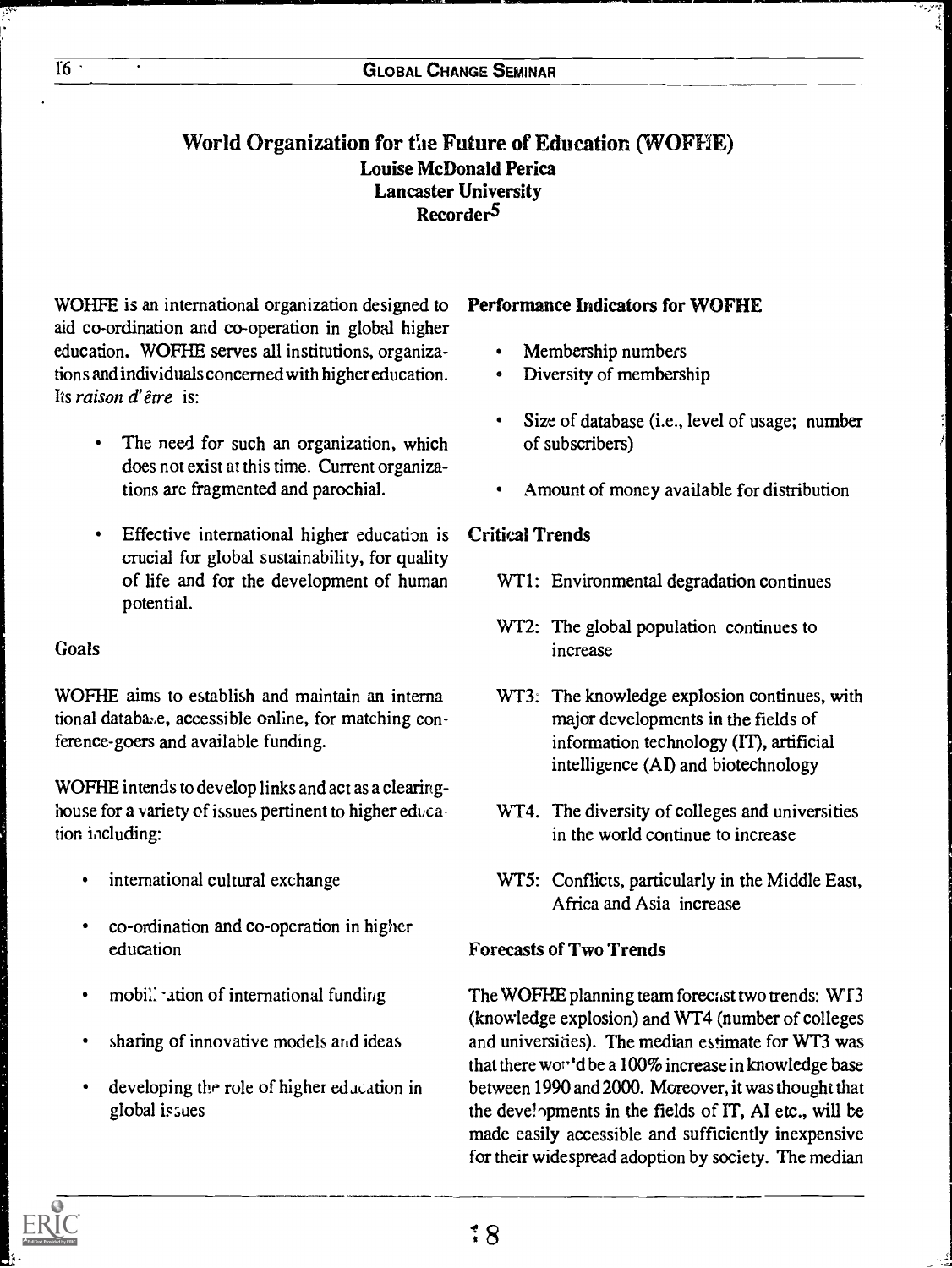## World Organization for the Future of Education (WOFHE)

**Louise McDonald Perica**
**Lancaster University**
**Recorder[5]**

WOHFE is an international organization designed to aid co-ordination and co-operation in global higher education. WOFHE serves all institutions, organizations and individuals concerned with higher education. Its *raison d'être* is:

- The need for such an organization, which does not exist at this time. Current organizations are fragmented and parochial.
- Effective international higher education is crucial for global sustainability, for quality of life and for the development of human potential.

### Goals

WOFHE aims to establish and maintain an international database, accessible online, for matching conference-goers and available funding.

WOFHE intends to develop links and act as a clearinghouse for a variety of issues pertinent to higher education including:

- international cultural exchange
- co-ordination and co-operation in higher education
- mobilization of international funding
- sharing of innovative models and ideas
- developing the role of higher education in global issues

### Performance Indicators for WOFHE

- Membership numbers
- Diversity of membership
- Size of database (i.e., level of usage; number of subscribers)
- Amount of money available for distribution

### Critical Trends

WT1: Environmental degradation continues

WT2: The global population continues to increase

WT3: The knowledge explosion continues, with major developments in the fields of information technology (IT), artificial intelligence (AI) and biotechnology

WT4. The diversity of colleges and universities in the world continue to increase

WT5: Conflicts, particularly in the Middle East, Africa and Asia increase

### Forecasts of Two Trends

The WOFHE planning team forecast two trends: WT3 (knowledge explosion) and WT4 (number of colleges and universities). The median estimate for WT3 was that there would be a 100% increase in knowledge base between 1990 and 2000. Moreover, it was thought that the developments in the fields of IT, AI etc., will be made easily accessible and sufficiently inexpensive for their widespread adoption by society. The median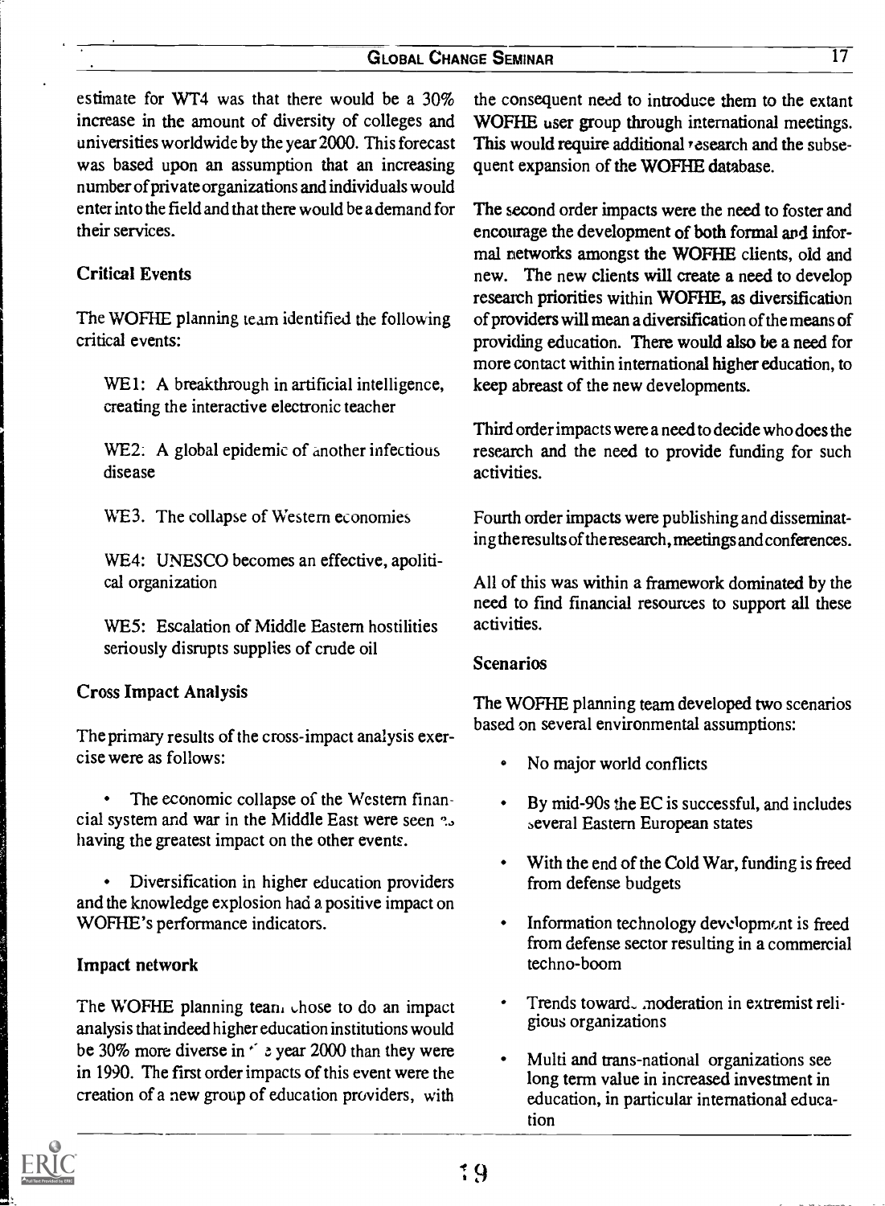estimate for WT4 was that there would be a 30% increase in the amount of diversity of colleges and universities worldwide by the year 2000. This forecast was based upon an assumption that an increasing number of private organizations and individuals would enter into the field and that there would be a demand for their services.

### Critical Events

The WOFHE planning team identified the following critical events:

WE1: A breakthrough in artificial intelligence, creating the interactive electronic teacher

WE2: A global epidemic of another infectious disease

WE3. The collapse of Western economies

WE4: UNESCO becomes an effective, apolitical organization

WE5: Escalation of Middle Eastern hostilities seriously disrupts supplies of crude oil

### Cross Impact Analysis

The primary results of the cross-impact analysis exercise were as follows:

- The economic collapse of the Western financial system and war in the Middle East were seen as having the greatest impact on the other events.
- Diversification in higher education providers and the knowledge explosion had a positive impact on WOFHE's performance indicators.

### Impact network

The WOFHE planning team chose to do an impact analysis that indeed higher education institutions would be 30% more diverse in the year 2000 than they were in 1990. The first order impacts of this event were the creation of a new group of education providers, with the consequent need to introduce them to the extant WOFHE user group through international meetings. This would require additional research and the subsequent expansion of the WOFHE database.

The second order impacts were the need to foster and encourage the development of both formal and informal networks amongst the WOFHE clients, old and new. The new clients will create a need to develop research priorities within WOFHE, as diversification of providers will mean a diversification of the means of providing education. There would also be a need for more contact within international higher education, to keep abreast of the new developments.

Third order impacts were a need to decide who does the research and the need to provide funding for such activities.

Fourth order impacts were publishing and disseminating the results of the research, meetings and conferences.

All of this was within a framework dominated by the need to find financial resources to support all these activities.

### Scenarios

The WOFHE planning team developed two scenarios based on several environmental assumptions:

- No major world conflicts
- By mid-90s the EC is successful, and includes several Eastern European states
- With the end of the Cold War, funding is freed from defense budgets
- Information technology development is freed from defense sector resulting in a commercial techno-boom
- Trends toward moderation in extremist religious organizations
- Multi and trans-national organizations see long term value in increased investment in education, in particular international education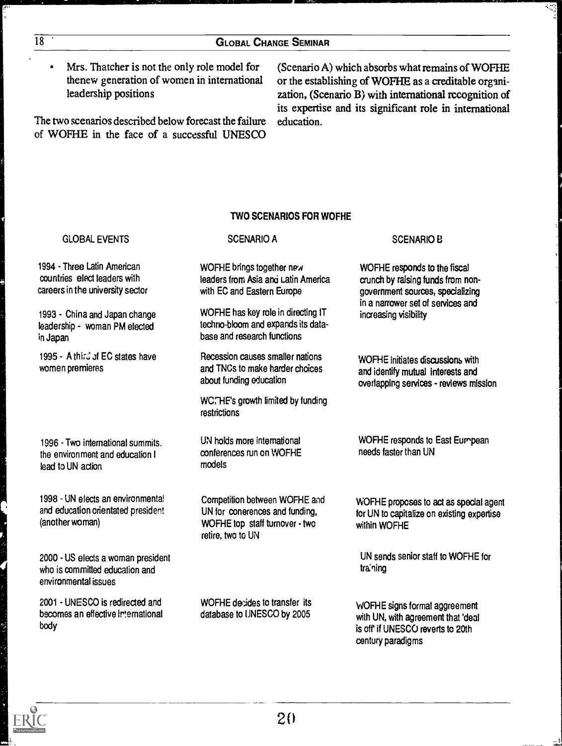- Mrs. Thatcher is not the only role model for thenew generation of women in international leadership positions

The two scenarios described below forecast the failure of WOFHE in the face of a successful UNESCO (Scenario A) which absorbs what remains of WOFHE or the establishing of WOFHE as a creditable organization, (Scenario B) with international recognition of its expertise and its significant role in international education.

**TWO SCENARIOS FOR WOFHE**

| GLOBAL EVENTS | SCENARIO A | SCENARIO B |
|---|---|---|
| 1994 - Three Latin American countries elect leaders with careers in the university sector | WOFHE brings together new leaders from Asia and Latin America with EC and Eastern Europe | WOFHE responds to the fiscal crunch by raising funds from non-government sources, specializing in a narrower set of services and increasing visibility |
| 1993 - China and Japan change leadership - woman PM elected in Japan | WOFHE has key role in directing IT techno-bloom and expands its data-base and research functions | |
| 1995 - A third of EC states have women premieres | Recession causes smaller nations and TNCs to make harder choices about funding education<br>WOFHE's growth limited by funding restrictions | WOFHE initiates discussions with and identify mutual interests and overlapping services - reviews mission |
| 1996 - Two international summits. the environment and education l lead to UN action | UN holds more international conferences run on WOFHE models | WOFHE responds to East European needs faster than UN |
| 1998 - UN elects an environmental and education orientated president (another woman) | Competition between WOFHE and UN for conerences and funding, WOFHE top staff turnover - two retire, two to UN | WOFHE proposes to act as special agent for UN to capitalize on existing expertise within WOFHE |
| 2000 - US elects a woman president who is committed education and environmental issues | | UN sends senior staff to WOFHE for training |
| 2001 - UNESCO is redirected and becomes an effective international body | WOFHE decides to transfer its database to UNESCO by 2005 | WOFHE signs formal aggreement with UN, with agreement that 'deal is off' if UNESCO reverts to 20th century paradigms |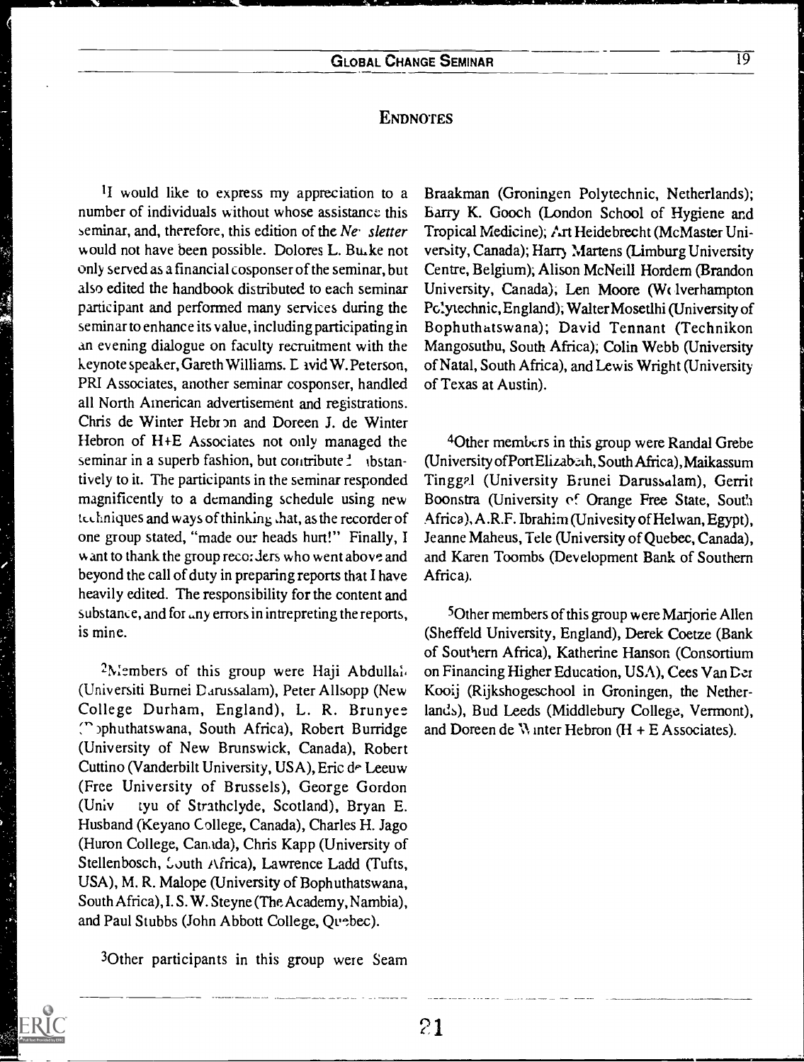## ENDNOTES

[1]I would like to express my appreciation to a number of individuals without whose assistance this seminar, and, therefore, this edition of the *Newsletter* would not have been possible. Dolores L. Burke not only served as a financial cosponser of the seminar, but also edited the handbook distributed to each seminar participant and performed many services during the seminar to enhance its value, including participating in an evening dialogue on faculty recruitment with the keynote speaker, Gareth Williams. David W. Peterson, PRI Associates, another seminar cosponser, handled all North American advertisement and registrations. Chris de Winter Hebron and Doreen J. de Winter Hebron of H+E Associates not only managed the seminar in a superb fashion, but contributed substantively to it. The participants in the seminar responded magnificently to a demanding schedule using new techniques and ways of thinking that, as the recorder of one group stated, "made our heads hurt!" Finally, I want to thank the group recorders who went above and beyond the call of duty in preparing reports that I have heavily edited. The responsibility for the content and substance, and for any errors in intrepreting the reports, is mine.

[2]Members of this group were Haji Abdullah (Universiti Burnei Darussalam), Peter Allsopp (New College Durham, England), L. R. Brunyee (Bophuthatswana, South Africa), Robert Burridge (University of New Brunswick, Canada), Robert Cuttino (Vanderbilt University, USA), Eric de Leeuw (Free University of Brussels), George Gordon (Univ tyu of Strathclyde, Scotland), Bryan E. Husband (Keyano College, Canada), Charles H. Jago (Huron College, Canada), Chris Kapp (University of Stellenbosch, South Africa), Lawrence Ladd (Tufts, USA), M. R. Malope (University of Bophuthatswana, South Africa), I. S. W. Steyne (The Academy, Nambia), and Paul Stubbs (John Abbott College, Quebec).

[3]Other participants in this group were Seam Braakman (Groningen Polytechnic, Netherlands); Barry K. Gooch (London School of Hygiene and Tropical Medicine); Art Heidebrecht (McMaster University, Canada); Harry Martens (Limburg University Centre, Belgium); Alison McNeill Hordern (Brandon University, Canada); Len Moore (Wolverhampton Polytechnic, England); Walter Mosetlhi (University of Bophuthatswana); David Tennant (Technikon Mangosuthu, South Africa); Colin Webb (University of Natal, South Africa), and Lewis Wright (University of Texas at Austin).

[4]Other members in this group were Randal Grebe (University of Port Elizabeth, South Africa), Maikassum Tinggal (University Brunei Darussalam), Gerrit Boonstra (University of Orange Free State, South Africa), A.R.F. Ibrahim (Univesity of Helwan, Egypt), Jeanne Maheus, Tele (University of Quebec, Canada), and Karen Toombs (Development Bank of Southern Africa).

[5]Other members of this group were Marjorie Allen (Sheffeld University, England), Derek Coetze (Bank of Southern Africa), Katherine Hanson (Consortium on Financing Higher Education, USA), Cees Van Der Kooij (Rijkshogeschool in Groningen, the Netherlands), Bud Leeds (Middlebury College, Vermont), and Doreen de Winter Hebron (H + E Associates).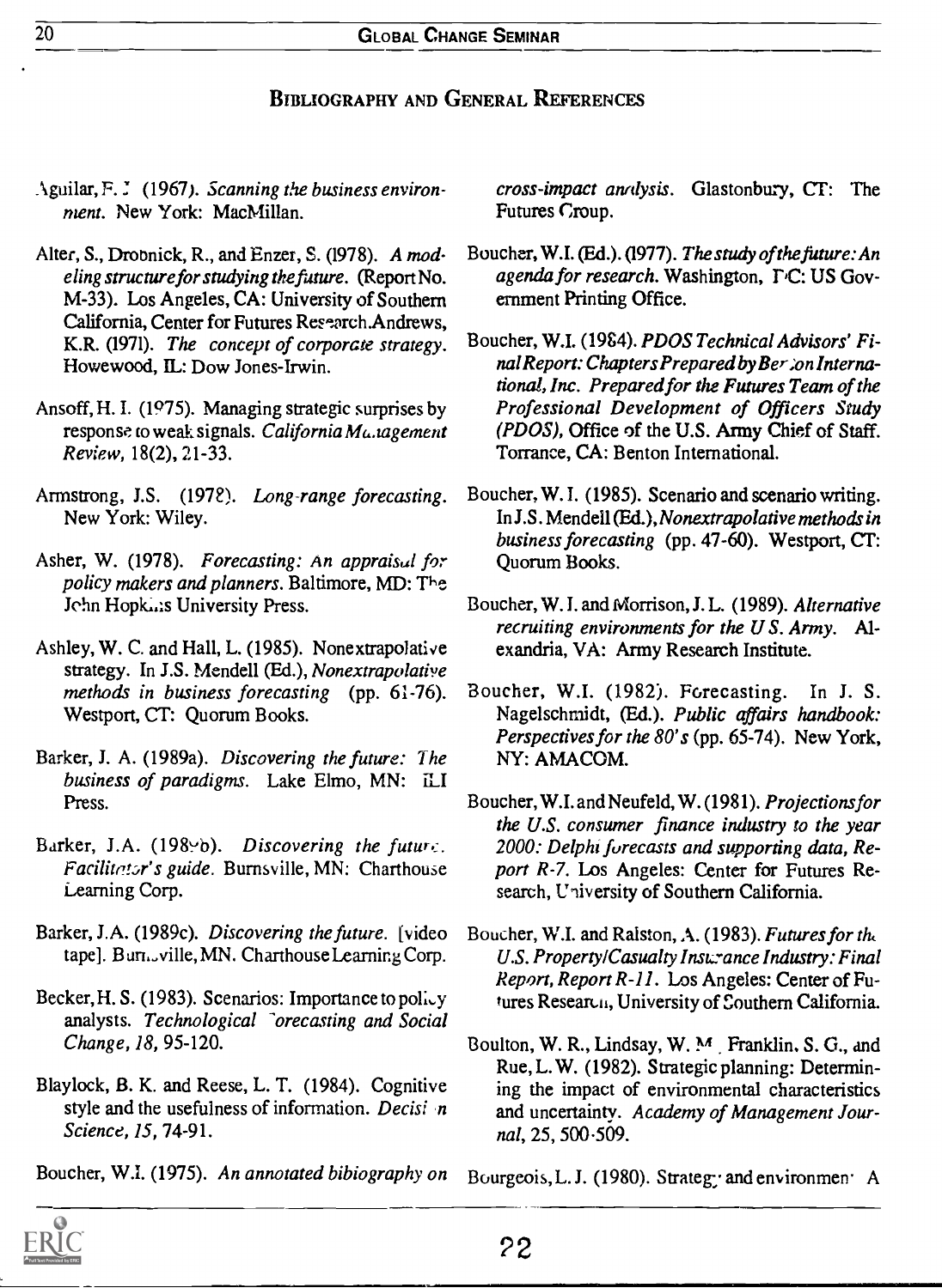## Bibliography and General References

Aguilar, F. J. (1967). *Scanning the business environment*. New York: MacMillan.

Alter, S., Drobnick, R., and Enzer, S. (1978). *A modeling structure for studying the future*. (Report No. M-33). Los Angeles, CA: University of Southern California, Center for Futures Research.Andrews, K.R. (1971). *The concept of corporate strategy*. Howewood, IL: Dow Jones-Irwin.

Ansoff, H. I. (1975). Managing strategic surprises by response to weak signals. *California Management Review*, 18(2), 21-33.

Armstrong, J.S. (1978). *Long-range forecasting*. New York: Wiley.

Asher, W. (1978). *Forecasting: An appraisal for policy makers and planners*. Baltimore, MD: The John Hopkins University Press.

Ashley, W. C. and Hall, L. (1985). Nonextrapolative strategy. In J.S. Mendell (Ed.), *Nonextrapolative methods in business forecasting* (pp. 61-76). Westport, CT: Quorum Books.

Barker, J. A. (1989a). *Discovering the future: The business of paradigms*. Lake Elmo, MN: ILI Press.

Barker, J.A. (1989b). *Discovering the future. Facilitator's guide*. Burnsville, MN: Charthouse Learning Corp.

Barker, J.A. (1989c). *Discovering the future*. [video tape]. Burnsville, MN. Charthouse Learning Corp.

Becker, H. S. (1983). Scenarios: Importance to policy analysts. *Technological Forecasting and Social Change*, *18*, 95-120.

Blaylock, B. K. and Reese, L. T. (1984). Cognitive style and the usefulness of information. *Decision Science*, *15*, 74-91.

Boucher, W.I. (1975). *An annotated bibiography on cross-impact analysis*. Glastonbury, CT: The Futures Group.

Boucher, W.I. (Ed.). (1977). *The study of the future: An agenda for research*. Washington, DC: US Government Printing Office.

Boucher, W.I. (1984). *PDOS Technical Advisors' Final Report: Chapters Prepared by Benton International, Inc. Prepared for the Futures Team of the Professional Development of Officers Study (PDOS)*, Office of the U.S. Army Chief of Staff. Torrance, CA: Benton International.

Boucher, W. I. (1985). Scenario and scenario writing. In J.S. Mendell (Ed.), *Nonextrapolative methods in business forecasting* (pp. 47-60). Westport, CT: Quorum Books.

Boucher, W. I. and Morrison, J. L. (1989). *Alternative recruiting environments for the U S. Army*. Alexandria, VA: Army Research Institute.

Boucher, W.I. (1982). Forecasting. In J. S. Nagelschmidt, (Ed.). *Public affairs handbook: Perspectives for the 80's* (pp. 65-74). New York, NY: AMACOM.

Boucher, W.I. and Neufeld, W. (1981). *Projections for the U.S. consumer finance industry to the year 2000: Delphi forecasts and supporting data, Report R-7*. Los Angeles: Center for Futures Research, University of Southern California.

Boucher, W.I. and Ralston, A. (1983). *Futures for the U.S. Property/Casualty Insurance Industry: Final Report, Report R-11*. Los Angeles: Center of Futures Research, University of Southern California.

Boulton, W. R., Lindsay, W. M., Franklin, S. G., and Rue, L. W. (1982). Strategic planning: Determining the impact of environmental characteristics and uncertainty. *Academy of Management Journal*, 25, 500-509.

Bourgeois, L. J. (1980). Strategy and environment: A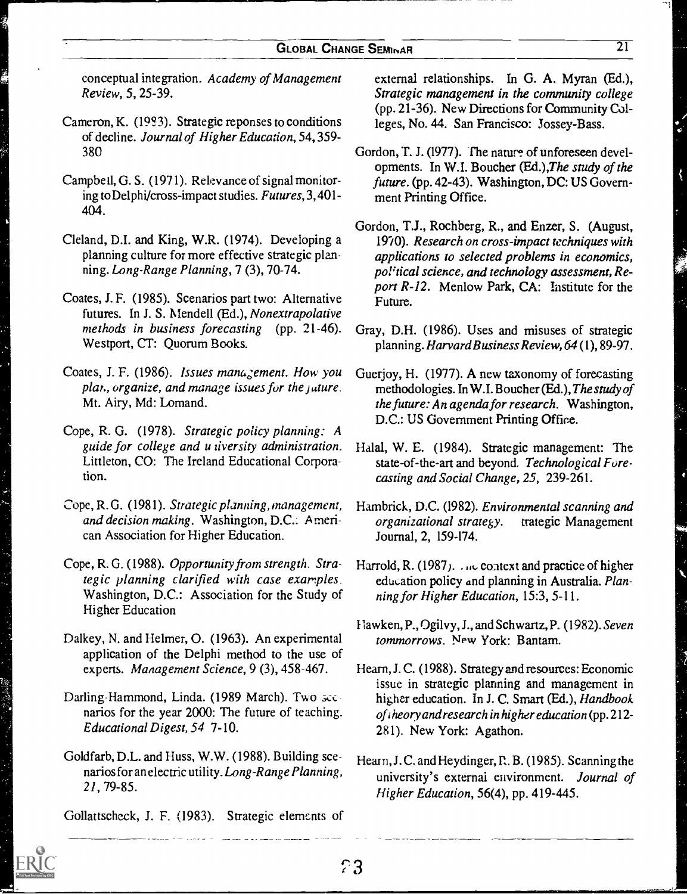conceptual integration. *Academy of Management Review*, 5, 25-39.

Cameron, K. (1983). Strategic reponses to conditions of decline. *Journal of Higher Education*, 54, 359-380

Campbell, G. S. (1971). Relevance of signal monitoring to Delphi/cross-impact studies. *Futures*, 3, 401-404.

Cleland, D.I. and King, W.R. (1974). Developing a planning culture for more effective strategic planning. *Long-Range Planning*, 7 (3), 70-74.

Coates, J. F. (1985). Scenarios part two: Alternative futures. In J. S. Mendell (Ed.), *Nonextrapolative methods in business forecasting* (pp. 21-46). Westport, CT: Quorum Books.

Coates, J. F. (1986). *Issues management. How you plan, organize, and manage issues for the future.* Mt. Airy, Md: Lomand.

Cope, R. G. (1978). *Strategic policy planning: A guide for college and university administration.* Littleton, CO: The Ireland Educational Corporation.

Cope, R. G. (1981). *Strategic planning, management, and decision making.* Washington, D.C.: American Association for Higher Education.

Cope, R. G. (1988). *Opportunity from strength. Strategic planning clarified with case examples.* Washington, D.C.: Association for the Study of Higher Education

Dalkey, N. and Helmer, O. (1963). An experimental application of the Delphi method to the use of experts. *Management Science*, 9 (3), 458-467.

Darling-Hammond, Linda. (1989 March). Two scenarios for the year 2000: The future of teaching. *Educational Digest, 54* 7-10.

Goldfarb, D.L. and Huss, W.W. (1988). Building scenarios for an electric utility. *Long-Range Planning, 21*, 79-85.

Gollattscheck, J. F. (1983). Strategic elements of external relationships. In G. A. Myran (Ed.), *Strategic management in the community college* (pp. 21-36). New Directions for Community Colleges, No. 44. San Francisco: Jossey-Bass.

Gordon, T. J. (1977). The nature of unforeseen developments. In W.I. Boucher (Ed.), *The study of the future.* (pp. 42-43). Washington, DC: US Government Printing Office.

Gordon, T.J., Rochberg, R., and Enzer, S. (August, 1970). *Research on cross-impact techniques with applications to selected problems in economics, political science, and technology assessment, Report R-12.* Menlow Park, CA: Institute for the Future.

Gray, D.H. (1986). Uses and misuses of strategic planning. *Harvard Business Review, 64* (1), 89-97.

Guerjoy, H. (1977). A new taxonomy of forecasting methodologies. In W.I. Boucher (Ed.), *The study of the future: An agenda for research.* Washington, D.C.: US Government Printing Office.

Halal, W. E. (1984). Strategic management: The state-of-the-art and beyond. *Technological Forecasting and Social Change, 25*, 239-261.

Hambrick, D.C. (1982). *Environmental scanning and organizational strategy.* trategic Management Journal, 2, 159-174.

Harrold, R. (1987). The context and practice of higher education policy and planning in Australia. *Planning for Higher Education*, 15:3, 5-11.

Hawken, P., Ogilvy, J., and Schwartz, P. (1982). *Seven tommorrows.* New York: Bantam.

Hearn, J. C. (1988). Strategy and resources: Economic issue in strategic planning and management in higher education. In J. C. Smart (Ed.), *Handbook of theory and research in higher education* (pp. 212-281). New York: Agathon.

Hearn, J. C. and Heydinger, R. B. (1985). Scanning the university's external environment. *Journal of Higher Education*, 56(4), pp. 419-445.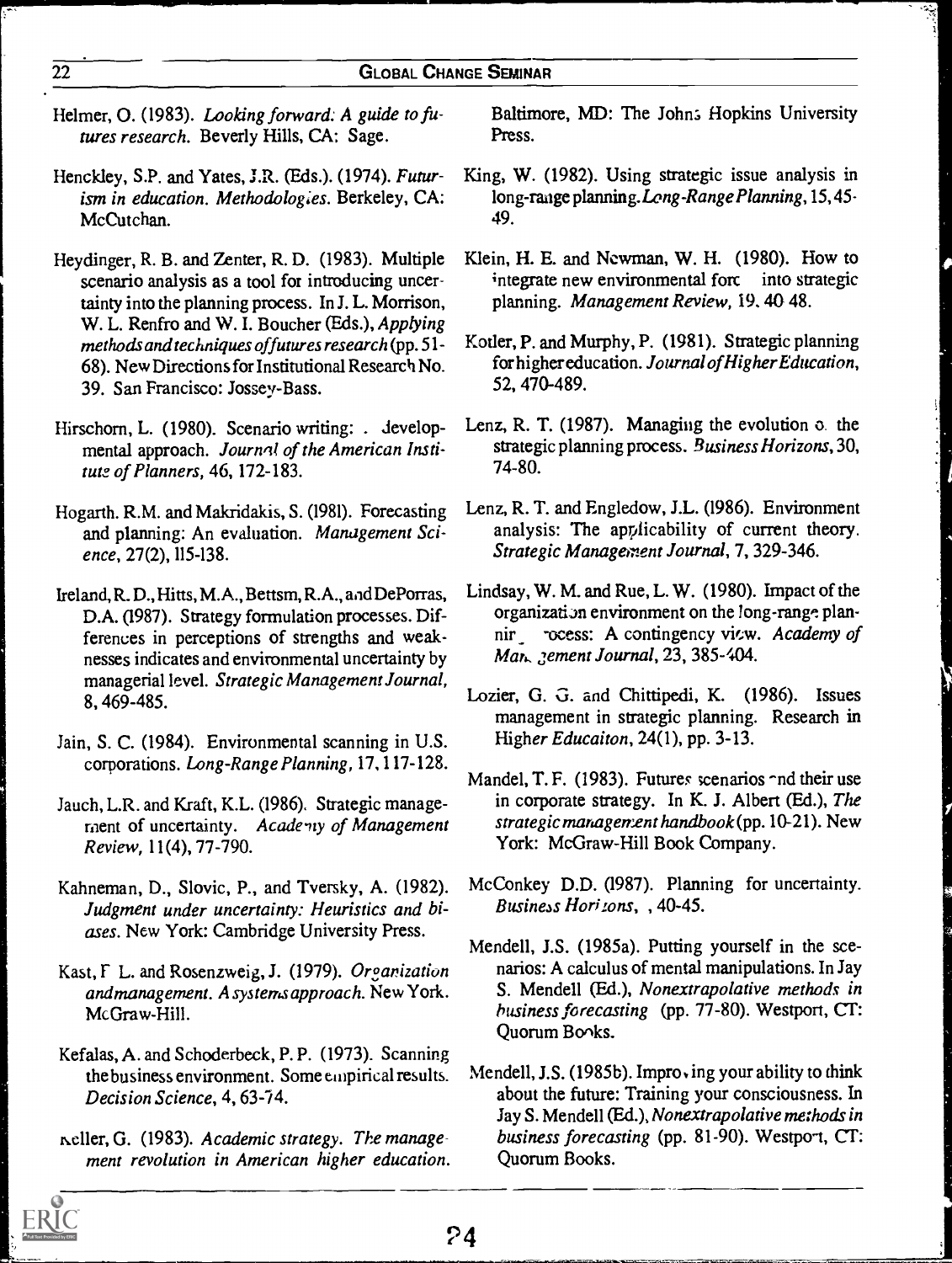Helmer, O. (1983). *Looking forward: A guide to futures research.* Beverly Hills, CA: Sage.

Henckley, S.P. and Yates, J.R. (Eds.). (1974). *Futurism in education. Methodologies.* Berkeley, CA: McCutchan.

Heydinger, R. B. and Zenter, R. D. (1983). Multiple scenario analysis as a tool for introducing uncertainty into the planning process. In J. L. Morrison, W. L. Renfro and W. I. Boucher (Eds.), *Applying methods and techniques of futures research* (pp. 51-68). New Directions for Institutional Research No. 39. San Francisco: Jossey-Bass.

Hirschorn, L. (1980). Scenario writing: . developmental approach. *Journal of the American Institute of Planners,* 46, 172-183.

Hogarth. R.M. and Makridakis, S. (1981). Forecasting and planning: An evaluation. *Management Science,* 27(2), 115-138.

Ireland, R. D., Hitts, M.A., Bettsm, R.A., and DePorras, D.A. (1987). Strategy formulation processes. Differences in perceptions of strengths and weaknesses indicates and environmental uncertainty by managerial level. *Strategic Management Journal,* 8, 469-485.

Jain, S. C. (1984). Environmental scanning in U.S. corporations. *Long-Range Planning,* 17, 117-128.

Jauch, L.R. and Kraft, K.L. (1986). Strategic management of uncertainty. *Academy of Management Review,* 11(4), 77-790.

Kahneman, D., Slovic, P., and Tversky, A. (1982). *Judgment under uncertainty: Heuristics and biases.* New York: Cambridge University Press.

Kast, F L. and Rosenzweig, J. (1979). *Organization and management. A systems approach.* New York. McGraw-Hill.

Kefalas, A. and Schoderbeck, P. P. (1973). Scanning the business environment. Some empirical results. *Decision Science,* 4, 63-74.

Keller, G. (1983). *Academic strategy. The management revolution in American higher education.* Baltimore, MD: The Johns Hopkins University Press.

King, W. (1982). Using strategic issue analysis in long-range planning. *Long-Range Planning,* 15, 45-49.

Klein, H. E. and Newman, W. H. (1980). How to integrate new environmental forc  into strategic planning. *Management Review,* 19, 40 48.

Kotler, P. and Murphy, P. (1981). Strategic planning for higher education. *Journal of Higher Education,* 52, 470-489.

Lenz, R. T. (1987). Managing the evolution o. the strategic planning process. *Business Horizons,* 30, 74-80.

Lenz, R. T. and Engledow, J.L. (1986). Environment analysis: The applicability of current theory. *Strategic Management Journal,* 7, 329-346.

Lindsay, W. M. and Rue, L. W. (1980). Impact of the organization environment on the long-range planning process: A contingency view. *Academy of Management Journal,* 23, 385-404.

Lozier, G. G. and Chittipedi, K. (1986). Issues management in strategic planning. Research in *Higher Educaiton,* 24(1), pp. 3-13.

Mandel, T. F. (1983). Futures scenarios and their use in corporate strategy. In K. J. Albert (Ed.), *The strategic management handbook* (pp. 10-21). New York: McGraw-Hill Book Company.

McConkey D.D. (1987). Planning for uncertainty. *Business Horizons,* , 40-45.

Mendell, J.S. (1985a). Putting yourself in the scenarios: A calculus of mental manipulations. In Jay S. Mendell (Ed.), *Nonextrapolative methods in business forecasting* (pp. 77-80). Westport, CT: Quorum Books.

Mendell, J.S. (1985b). Improving your ability to think about the future: Training your consciousness. In Jay S. Mendell (Ed.), *Nonextrapolative methods in business forecasting* (pp. 81-90). Westport, CT: Quorum Books.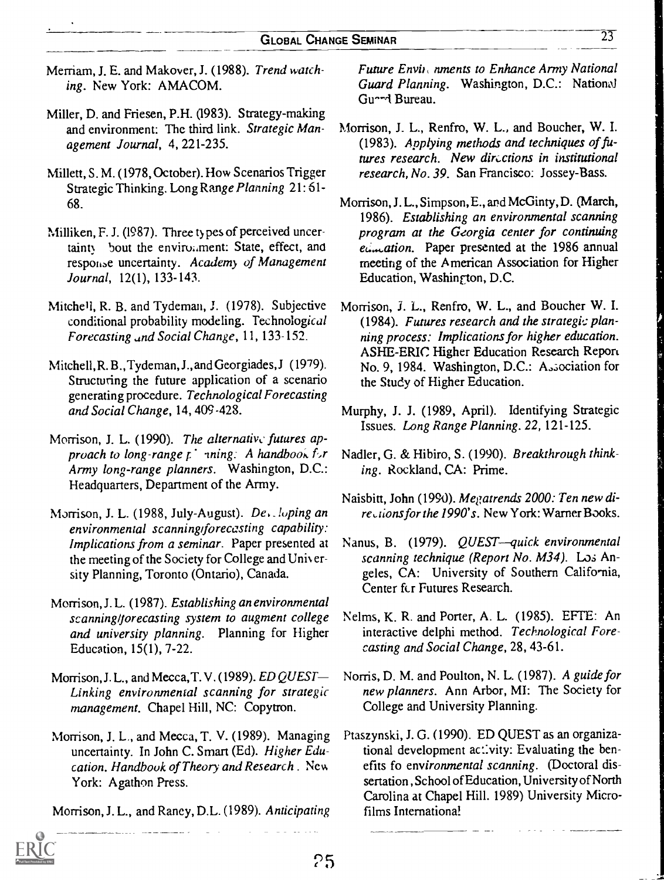Merriam, J. E. and Makover, J. (1988). *Trend watching*. New York: AMACOM.

Miller, D. and Friesen, P.H. (1983). Strategy-making and environment: The third link. *Strategic Management Journal*, 4, 221-235.

Millett, S. M. (1978, October). How Scenarios Trigger Strategic Thinking. *Long Range Planning* 21: 61-68.

Milliken, F. J. (1987). Three types of perceived uncertainty about the environment: State, effect, and response uncertainty. *Academy of Management Journal*, 12(1), 133-143.

Mitchell, R. B. and Tydeman, J. (1978). Subjective conditional probability modeling. *Technological Forecasting and Social Change*, 11, 133-152.

Mitchell, R. B., Tydeman, J., and Georgiades, J (1979). Structuring the future application of a scenario generating procedure. *Technological Forecasting and Social Change*, 14, 409-428.

Morrison, J. L. (1990). *The alternative futures approach to long-range planning: A handbook for Army long-range planners*. Washington, D.C.: Headquarters, Department of the Army.

Morrison, J. L. (1988, July-August). *Developing an environmental scanning/forecasting capability: Implications from a seminar*. Paper presented at the meeting of the Society for College and University Planning, Toronto (Ontario), Canada.

Morrison, J. L. (1987). *Establishing an environmental scanning/forecasting system to augment college and university planning*. Planning for Higher Education, 15(1), 7-22.

Morrison, J. L., and Mecca, T. V. (1989). *ED QUEST—Linking environmental scanning for strategic management*. Chapel Hill, NC: Copytron.

Morrison, J. L., and Mecca, T. V. (1989). Managing uncertainty. In John C. Smart (Ed). *Higher Education. Handbook of Theory and Research*. New York: Agathon Press.

Morrison, J. L., and Raney, D.L. (1989). *Anticipating Future Environments to Enhance Army National Guard Planning*. Washington, D.C.: National Guard Bureau.

Morrison, J. L., Renfro, W. L., and Boucher, W. I. (1983). *Applying methods and techniques of futures research. New directions in institutional research, No. 39*. San Francisco: Jossey-Bass.

Morrison, J. L., Simpson, E., and McGinty, D. (March, 1986). *Establishing an environmental scanning program at the Georgia center for continuing education*. Paper presented at the 1986 annual meeting of the American Association for Higher Education, Washington, D.C.

Morrison, J. L., Renfro, W. L., and Boucher W. I. (1984). *Futures research and the strategic planning process: Implications for higher education*. ASHE-ERIC Higher Education Research Report No. 9, 1984. Washington, D.C.: Association for the Study of Higher Education.

Murphy, J. J. (1989, April). Identifying Strategic Issues. *Long Range Planning*. *22*, 121-125.

Nadler, G. & Hibiro, S. (1990). *Breakthrough thinking*. Rockland, CA: Prime.

Naisbitt, John (1990). *Megatrends 2000: Ten new directions for the 1990's*. New York: Warner Books.

Nanus, B. (1979). *QUEST—quick environmental scanning technique (Report No. M34)*. Los Angeles, CA: University of Southern California, Center for Futures Research.

Nelms, K. R. and Porter, A. L. (1985). EFTE: An interactive delphi method. *Technological Forecasting and Social Change*, 28, 43-61.

Norris, D. M. and Poulton, N. L. (1987). *A guide for new planners*. Ann Arbor, MI: The Society for College and University Planning.

Ptaszynski, J. G. (1990). ED QUEST as an organizational development activity: Evaluating the benefits fo environmental scanning. (Doctoral dissertation, School of Education, University of North Carolina at Chapel Hill. 1989) University Microfilms International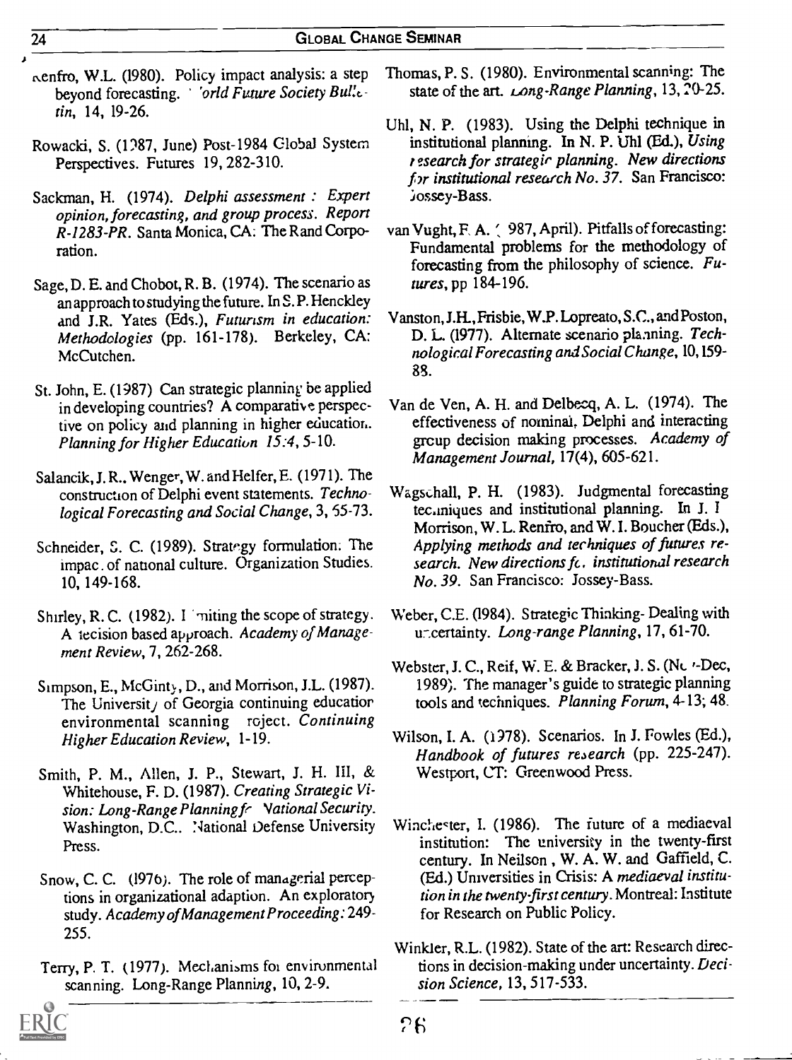Renfro, W.L. (1980). Policy impact analysis: a step beyond forecasting. *World Future Society Bulletin*, 14, 19-26.

Rowacki, S. (1987, June) Post-1984 Global System Perspectives. Futures 19, 282-310.

Sackman, H. (1974). *Delphi assessment : Expert opinion, forecasting, and group process. Report R-1283-PR*. Santa Monica, CA: The Rand Corporation.

Sage, D. E. and Chobot, R. B. (1974). The scenario as an approach to studying the future. In S. P. Henckley and J.R. Yates (Eds.), *Futurism in education: Methodologies* (pp. 161-178). Berkeley, CA: McCutchen.

St. John, E. (1987) Can strategic planning be applied in developing countries? A comparative perspective on policy and planning in higher education. *Planning for Higher Education 15:4*, 5-10.

Salancik, J. R., Wenger, W. and Helfer, E. (1971). The construction of Delphi event statements. *Technological Forecasting and Social Change*, 3, 55-73.

Schneider, S. C. (1989). Strategy formulation: The impact of national culture. Organization Studies. 10, 149-168.

Shirley, R. C. (1982). Limiting the scope of strategy. A decision based approach. *Academy of Management Review*, 7, 262-268.

Simpson, E., McGinty, D., and Morrison, J.L. (1987). The University of Georgia continuing education environmental scanning project. *Continuing Higher Education Review*, 1-19.

Smith, P. M., Allen, J. P., Stewart, J. H. III, & Whitehouse, F. D. (1987). *Creating Strategic Vision: Long-Range Planning for National Security*. Washington, D.C.. National Defense University Press.

Snow, C. C. (1976). The role of managerial perceptions in organizational adaption. An exploratory study. *Academy of Management Proceeding*: 249-255.

Terry, P. T. (1977). Mechanisms for environmental scanning. Long-Range Planning, 10, 2-9.

Thomas, P. S. (1980). Environmental scanning: The state of the art. *Long-Range Planning*, 13, 20-25.

Uhl, N. P. (1983). Using the Delphi technique in institutional planning. In N. P. Uhl (Ed.), *Using research for strategic planning. New directions for institutional research No. 37*. San Francisco: Jossey-Bass.

van Vught, F. A. (1987, April). Pitfalls of forecasting: Fundamental problems for the methodology of forecasting from the philosophy of science. *Futures*, pp 184-196.

Vanston, J.H., Frisbie, W.P. Lopreato, S.C., and Poston, D. L. (1977). Alternate scenario planning. *Technological Forecasting and Social Change*, 10, 159-88.

Van de Ven, A. H. and Delbecq, A. L. (1974). The effectiveness of nominal, Delphi and interacting group decision making processes. *Academy of Management Journal*, 17(4), 605-621.

Wagschall, P. H. (1983). Judgmental forecasting techniques and institutional planning. In J. L. Morrison, W. L. Renfro, and W. I. Boucher (Eds.), *Applying methods and techniques of futures research. New directions for institutional research No. 39*. San Francisco: Jossey-Bass.

Weber, C.E. (1984). Strategic Thinking- Dealing with uncertainty. *Long-range Planning*, 17, 61-70.

Webster, J. C., Reif, W. E. & Bracker, J. S. (Nov-Dec, 1989). The manager's guide to strategic planning tools and techniques. *Planning Forum*, 4-13; 48.

Wilson, I. A. (1978). Scenarios. In J. Fowles (Ed.), *Handbook of futures research* (pp. 225-247). Westport, CT: Greenwood Press.

Winchester, I. (1986). The future of a mediaeval institution: The university in the twenty-first century. In Neilson, W. A. W. and Gaffield, C. (Ed.) Universities in Crisis: A *mediaeval institution in the twenty-first century*. Montreal: Institute for Research on Public Policy.

Winkler, R.L. (1982). State of the art: Research directions in decision-making under uncertainty. *Decision Science*, 13, 517-533.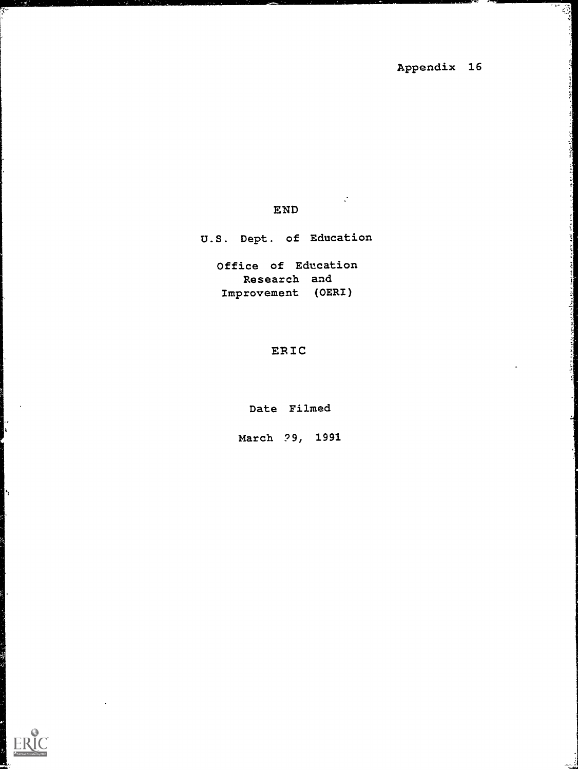Appendix 16

END

U.S. Dept. of Education

Office of Education
Research and
Improvement (OERI)

ERIC

Date Filmed

March ?9, 1991